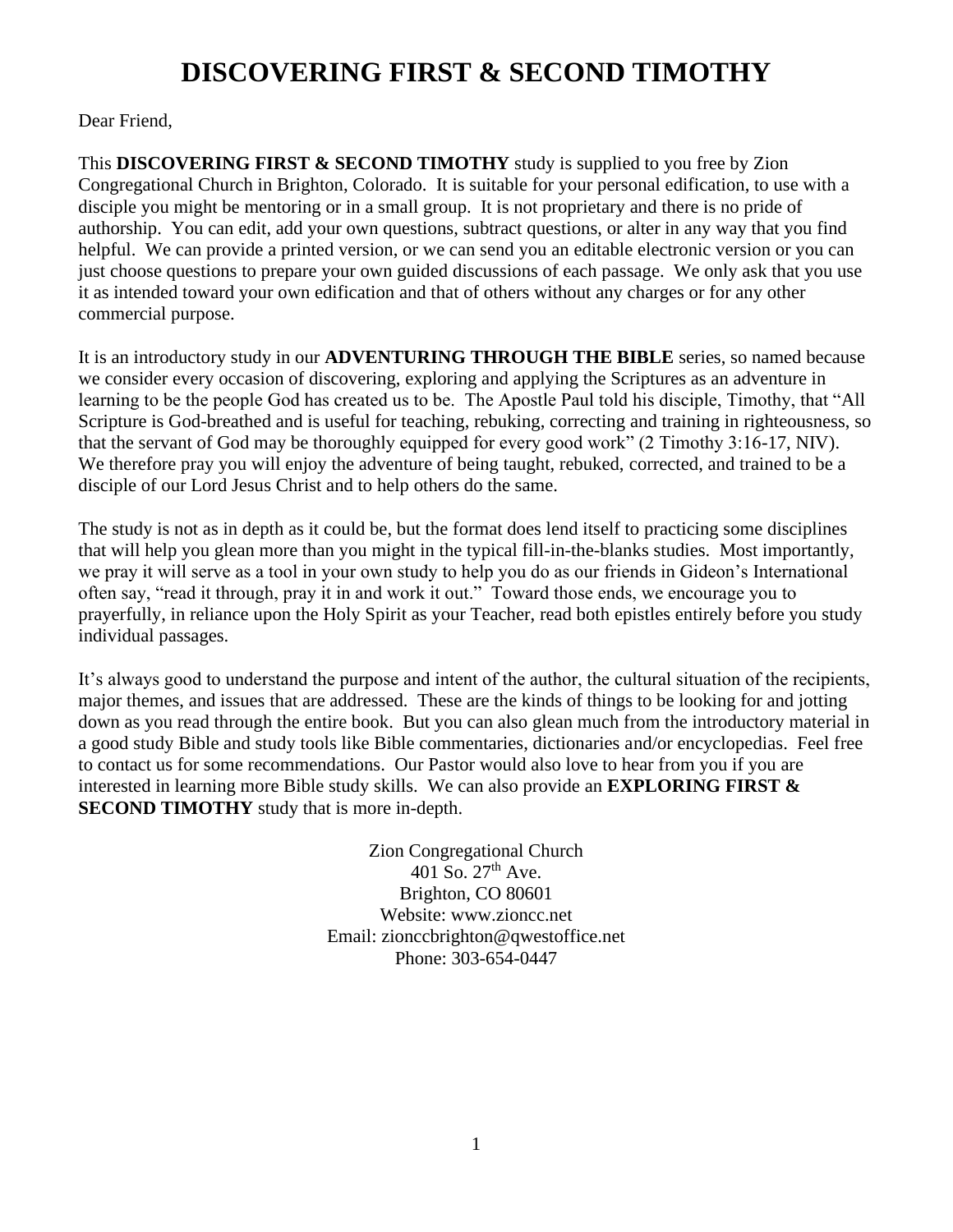# DISCOVERING FIRST & SECOND TIMOTHY

Dear Friend,

This **DISCOVERING FIRST & SECOND TIMOTHY** study is supplied to you free by Zion Congregational Church in Brighton, Colorado. It is suitable for your personal edification, to use with a disciple you might be mentoring or in a small group. It is not proprietary and there is no pride of authorship. You can edit, add your own questions, subtract questions, or alter in any way that you find helpful. We can provide a printed version, or we can send you an editable electronic version or you can just choose questions to prepare your own guided discussions of each passage. We only ask that you use it as intended toward your own edification and that of others without any charges or for any other commercial purpose.

It is an introductory study in our **ADVENTURING THROUGH THE BIBLE** series, so named because we consider every occasion of discovering, exploring and applying the Scriptures as an adventure in learning to be the people God has created us to be. The Apostle Paul told his disciple, Timothy, that "All Scripture is God-breathed and is useful for teaching, rebuking, correcting and training in righteousness, so that the servant of God may be thoroughly equipped for every good work" (2 Timothy 3:16-17, NIV). We therefore pray you will enjoy the adventure of being taught, rebuked, corrected, and trained to be a disciple of our Lord Jesus Christ and to help others do the same.

The study is not as in depth as it could be, but the format does lend itself to practicing some disciplines that will help you glean more than you might in the typical fill-in-the-blanks studies. Most importantly, we pray it will serve as a tool in your own study to help you do as our friends in Gideon's International often say, "read it through, pray it in and work it out." Toward those ends, we encourage you to prayerfully, in reliance upon the Holy Spirit as your Teacher, read both epistles entirely before you study individual passages.

It's always good to understand the purpose and intent of the author, the cultural situation of the recipients, major themes, and issues that are addressed. These are the kinds of things to be looking for and jotting down as you read through the entire book. But you can also glean much from the introductory material in a good study Bible and study tools like Bible commentaries, dictionaries and/or encyclopedias. Feel free to contact us for some recommendations. Our Pastor would also love to hear from you if you are interested in learning more Bible study skills. We can also provide an **EXPLORING FIRST & SECOND TIMOTHY** study that is more in-depth.

Zion Congregational Church
401 So. 27th Ave.
Brighton, CO 80601
Website: www.zioncc.net
Email: zionccbrighton@qwestoffice.net
Phone: 303-654-0447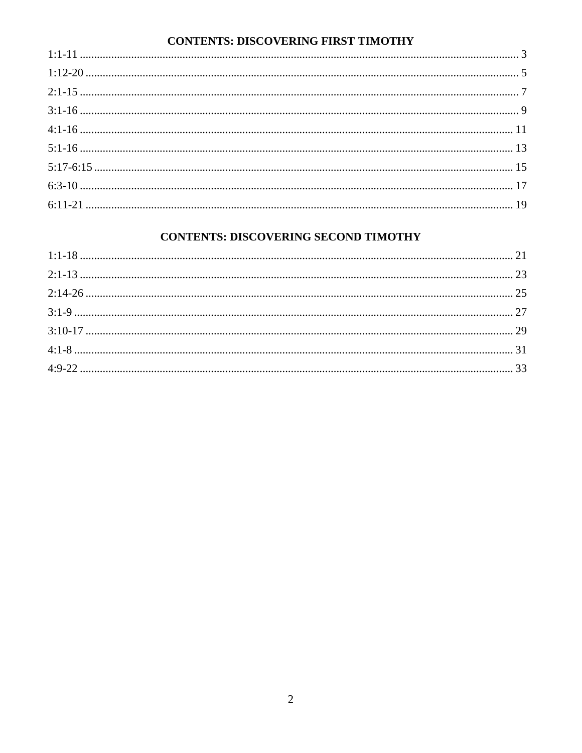## CONTENTS: DISCOVERING FIRST TIMOTHY

1:1-11 ........................................................................................................ 3
1:12-20 ........................................................................................................ 5
2:1-15 ........................................................................................................ 7
3:1-16 ........................................................................................................ 9
4:1-16 ........................................................................................................ 11
5:1-16 ........................................................................................................ 13
5:17-6:15 ........................................................................................................ 15
6:3-10 ........................................................................................................ 17
6:11-21 ........................................................................................................ 19

## CONTENTS: DISCOVERING SECOND TIMOTHY

1:1-18 ........................................................................................................ 21
2:1-13 ........................................................................................................ 23
2:14-26 ........................................................................................................ 25
3:1-9 ........................................................................................................ 27
3:10-17 ........................................................................................................ 29
4:1-8 ........................................................................................................ 31
4:9-22 ........................................................................................................ 33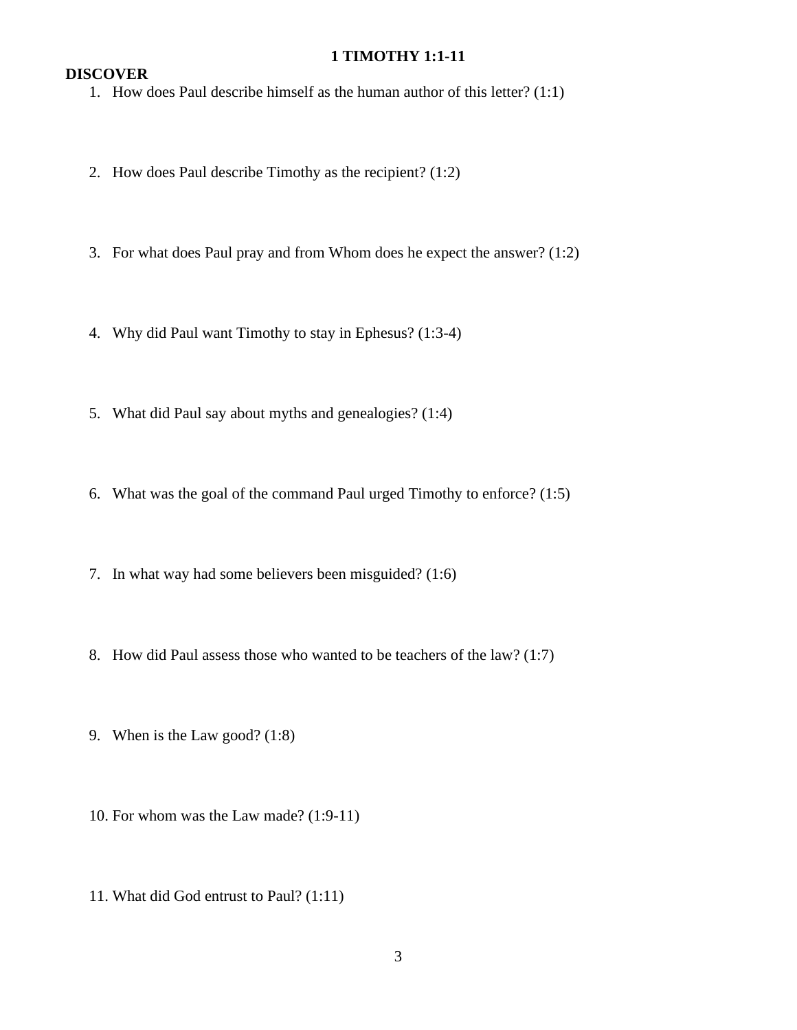# 1 TIMOTHY 1:1-11

## DISCOVER

1. How does Paul describe himself as the human author of this letter? (1:1)

2. How does Paul describe Timothy as the recipient? (1:2)

3. For what does Paul pray and from Whom does he expect the answer? (1:2)

4. Why did Paul want Timothy to stay in Ephesus? (1:3-4)

5. What did Paul say about myths and genealogies? (1:4)

6. What was the goal of the command Paul urged Timothy to enforce? (1:5)

7. In what way had some believers been misguided? (1:6)

8. How did Paul assess those who wanted to be teachers of the law? (1:7)

9. When is the Law good? (1:8)

10. For whom was the Law made? (1:9-11)

11. What did God entrust to Paul? (1:11)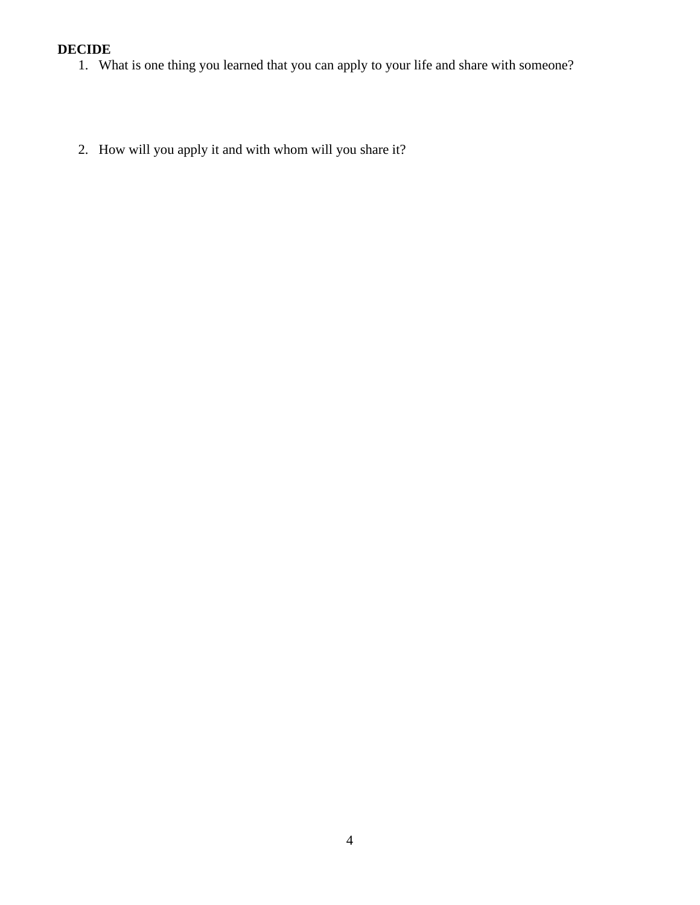**DECIDE**

1. What is one thing you learned that you can apply to your life and share with someone?

2. How will you apply it and with whom will you share it?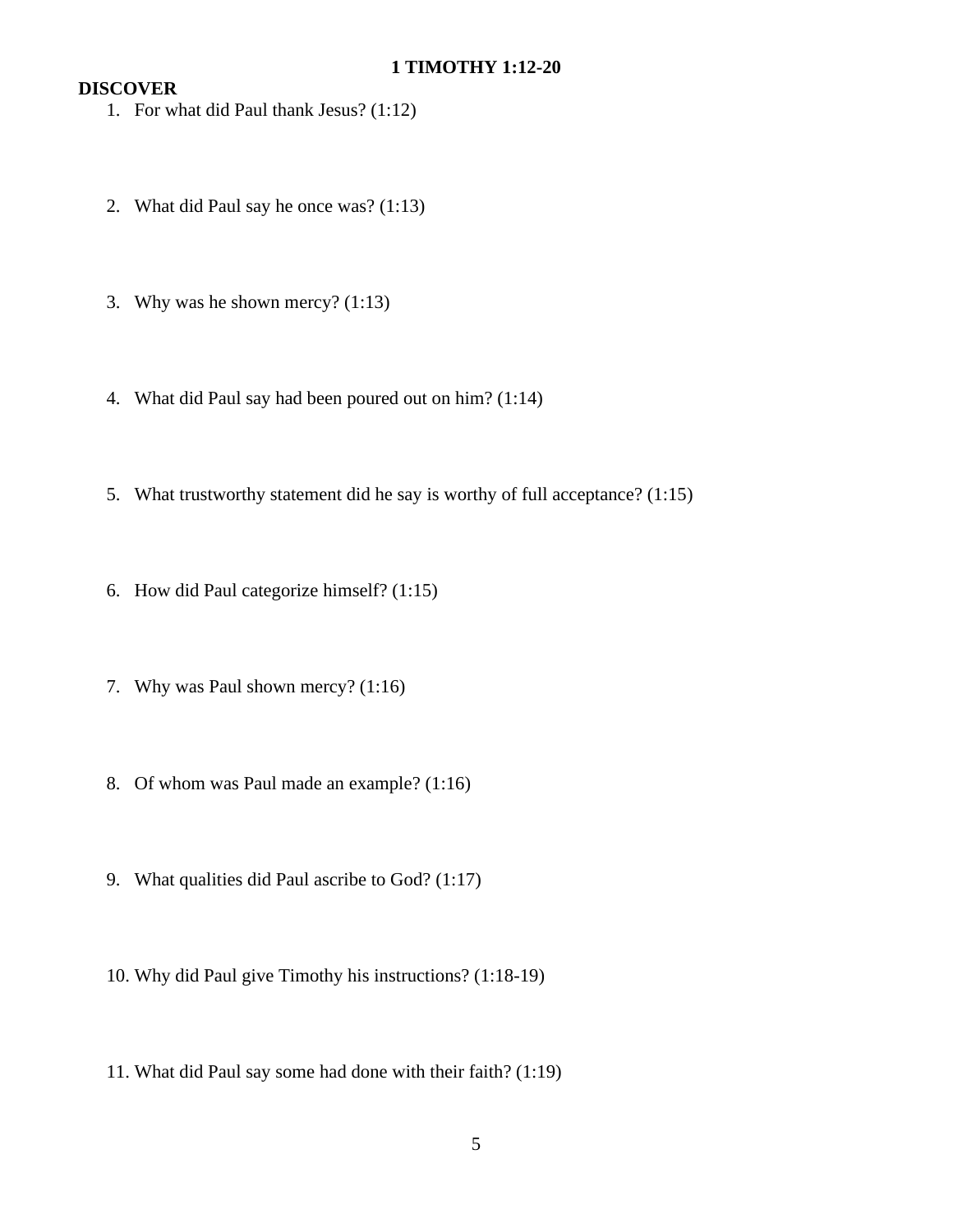# 1 TIMOTHY 1:12-20

## DISCOVER

1. For what did Paul thank Jesus? (1:12)

2. What did Paul say he once was? (1:13)

3. Why was he shown mercy? (1:13)

4. What did Paul say had been poured out on him? (1:14)

5. What trustworthy statement did he say is worthy of full acceptance? (1:15)

6. How did Paul categorize himself? (1:15)

7. Why was Paul shown mercy? (1:16)

8. Of whom was Paul made an example? (1:16)

9. What qualities did Paul ascribe to God? (1:17)

10. Why did Paul give Timothy his instructions? (1:18-19)

11. What did Paul say some had done with their faith? (1:19)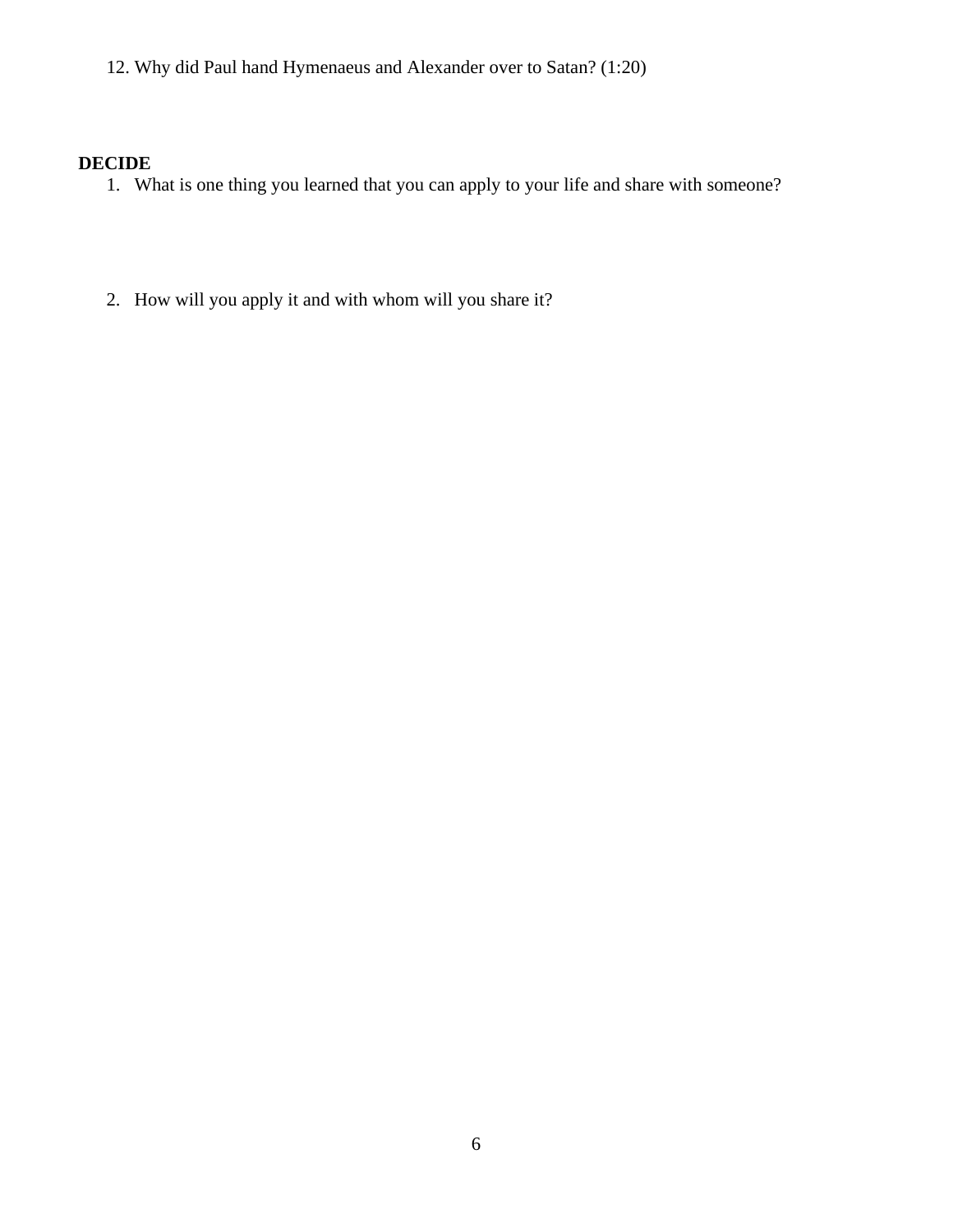12. Why did Paul hand Hymenaeus and Alexander over to Satan? (1:20)

**DECIDE**

1. What is one thing you learned that you can apply to your life and share with someone?

2. How will you apply it and with whom will you share it?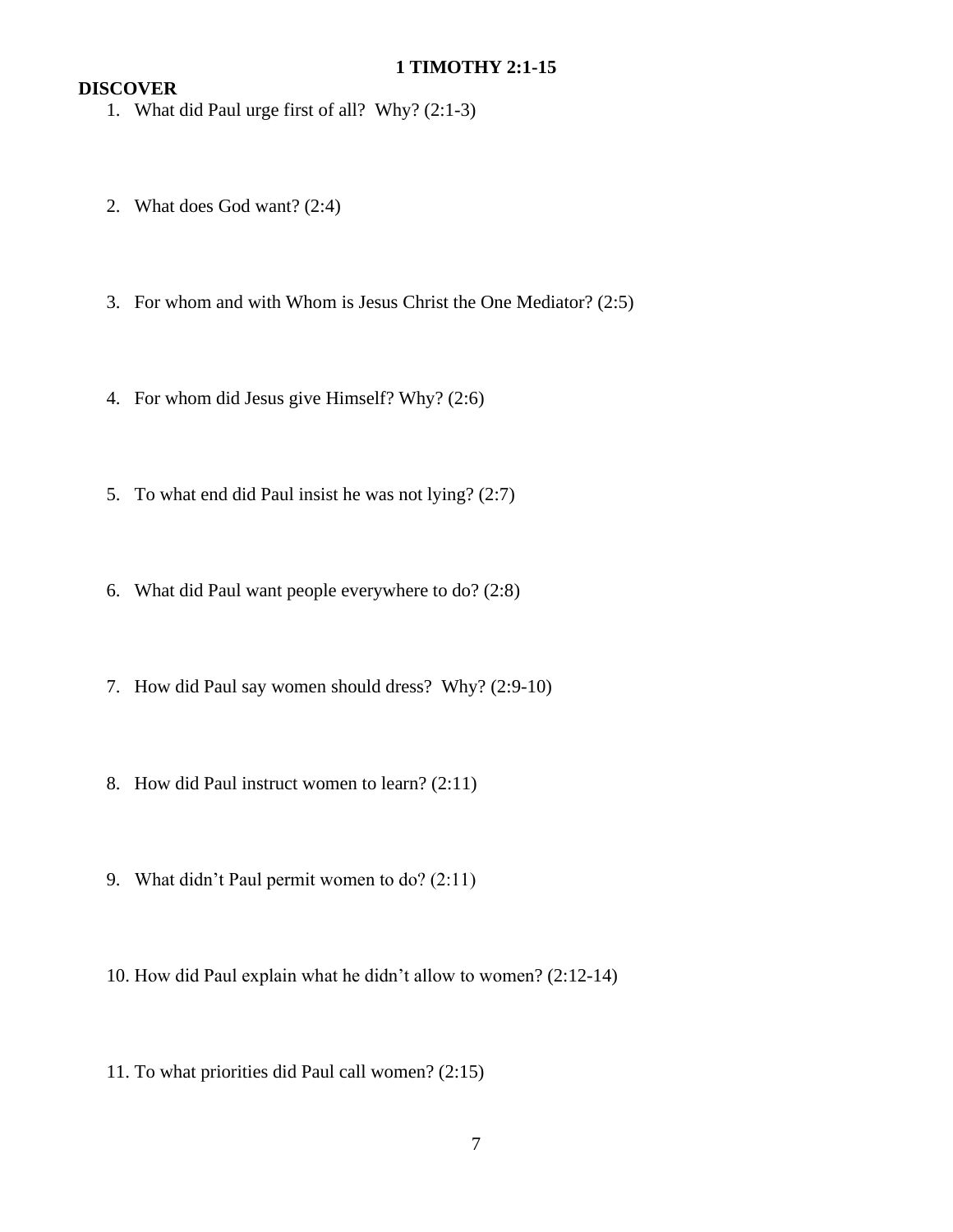# 1 TIMOTHY 2:1-15

## DISCOVER

1. What did Paul urge first of all?  Why? (2:1-3)

2. What does God want? (2:4)

3. For whom and with Whom is Jesus Christ the One Mediator? (2:5)

4. For whom did Jesus give Himself? Why? (2:6)

5. To what end did Paul insist he was not lying? (2:7)

6. What did Paul want people everywhere to do? (2:8)

7. How did Paul say women should dress?  Why? (2:9-10)

8. How did Paul instruct women to learn? (2:11)

9. What didn't Paul permit women to do? (2:11)

10. How did Paul explain what he didn't allow to women? (2:12-14)

11. To what priorities did Paul call women? (2:15)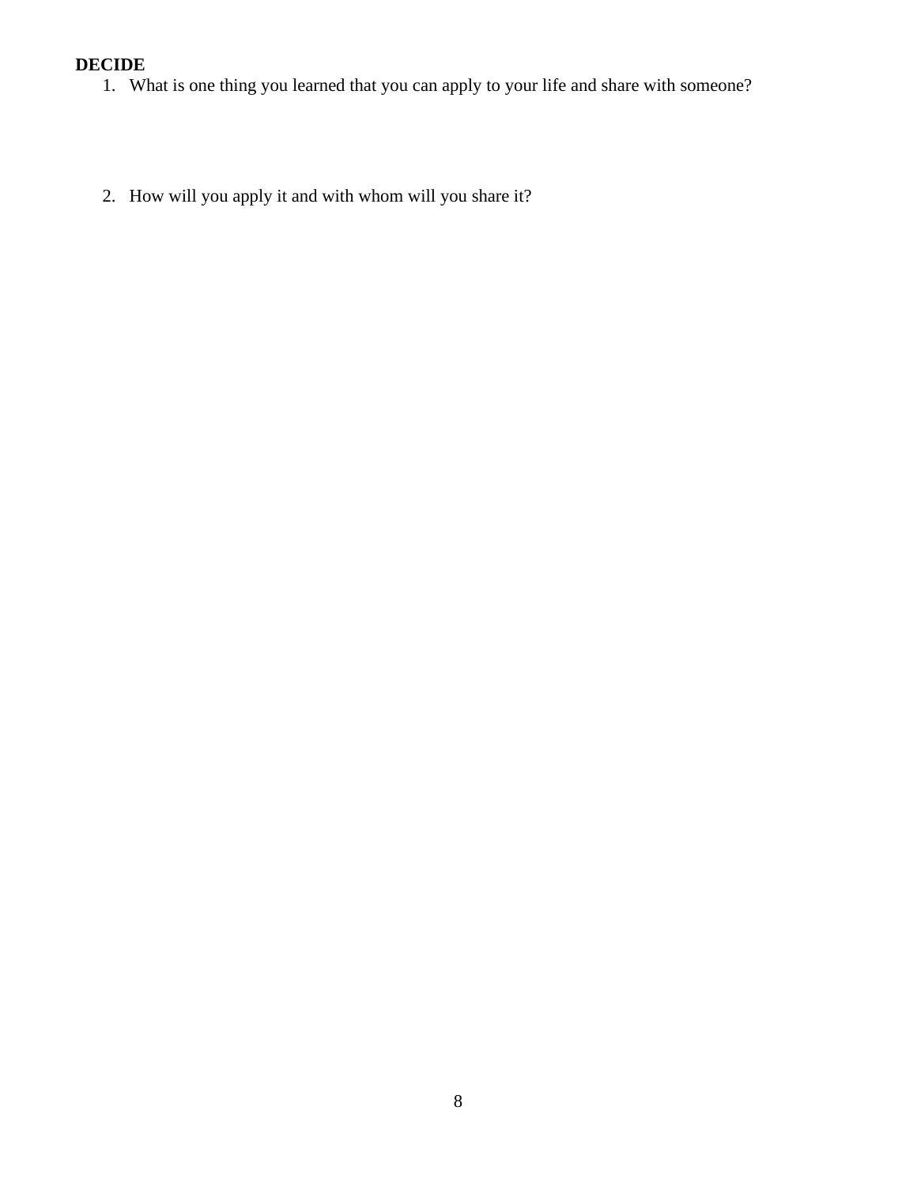**DECIDE**

1. What is one thing you learned that you can apply to your life and share with someone?

2. How will you apply it and with whom will you share it?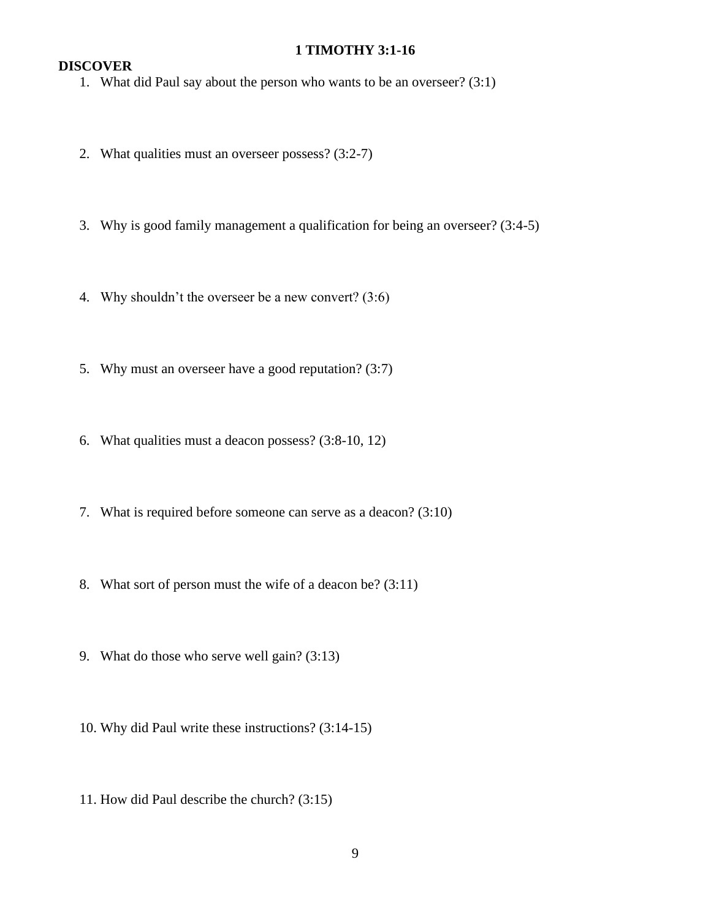# 1 TIMOTHY 3:1-16

## DISCOVER

1. What did Paul say about the person who wants to be an overseer? (3:1)

2. What qualities must an overseer possess? (3:2-7)

3. Why is good family management a qualification for being an overseer? (3:4-5)

4. Why shouldn't the overseer be a new convert? (3:6)

5. Why must an overseer have a good reputation? (3:7)

6. What qualities must a deacon possess? (3:8-10, 12)

7. What is required before someone can serve as a deacon? (3:10)

8. What sort of person must the wife of a deacon be? (3:11)

9. What do those who serve well gain? (3:13)

10. Why did Paul write these instructions? (3:14-15)

11. How did Paul describe the church? (3:15)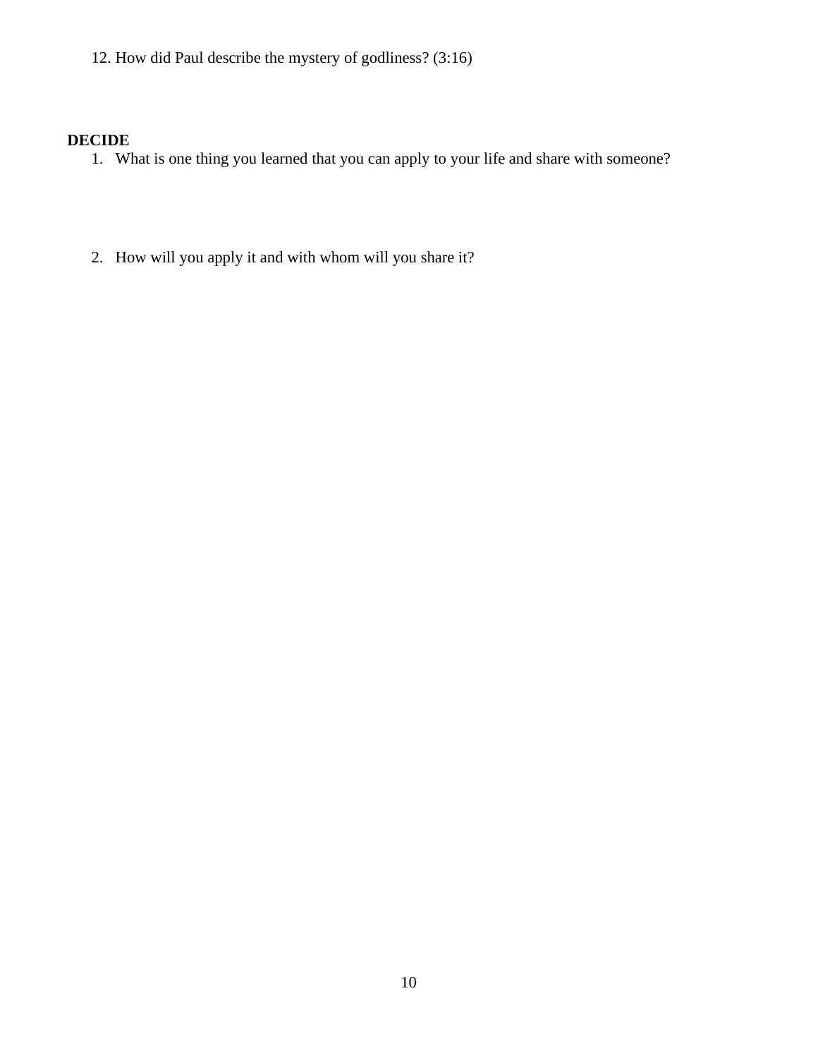12. How did Paul describe the mystery of godliness? (3:16)

**DECIDE**

1. What is one thing you learned that you can apply to your life and share with someone?

2. How will you apply it and with whom will you share it?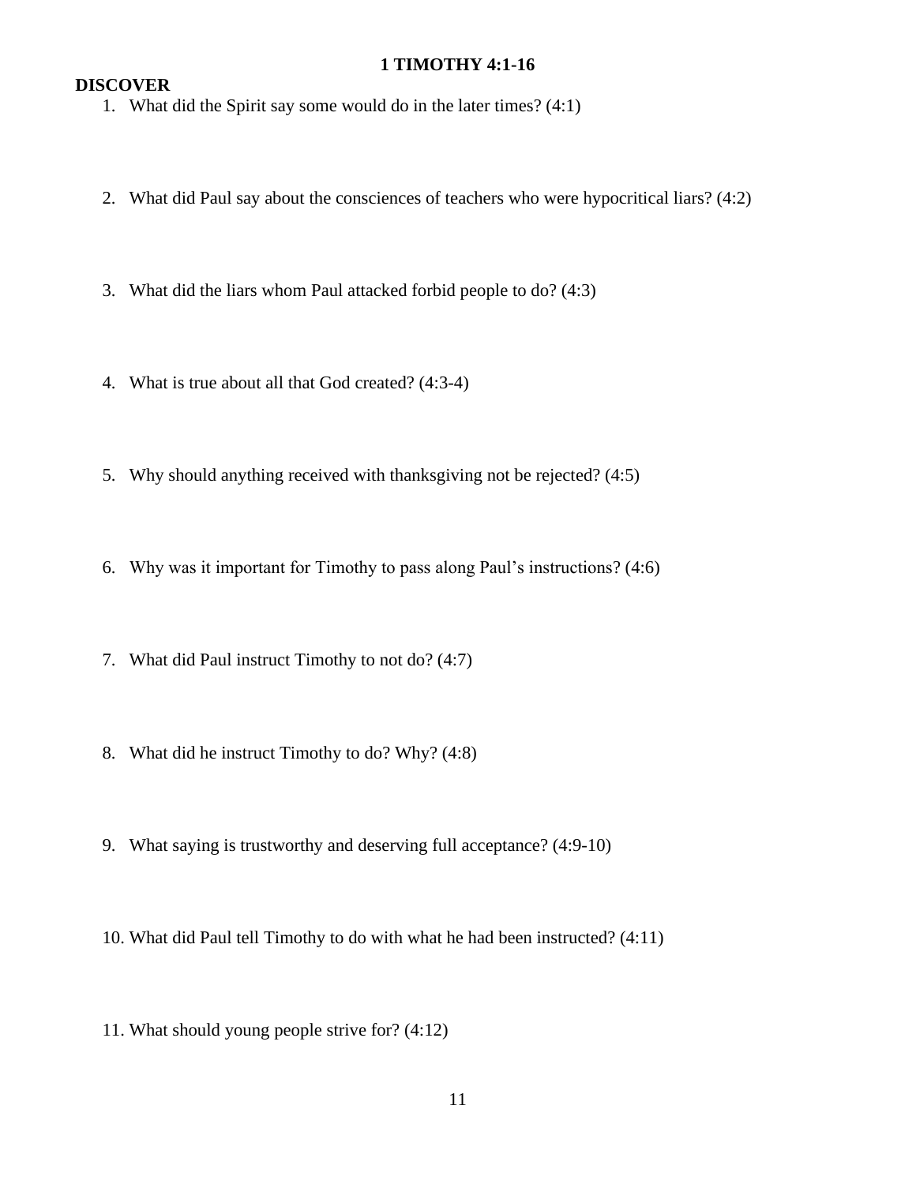# 1 TIMOTHY 4:1-16

## DISCOVER

1. What did the Spirit say some would do in the later times? (4:1)

2. What did Paul say about the consciences of teachers who were hypocritical liars? (4:2)

3. What did the liars whom Paul attacked forbid people to do? (4:3)

4. What is true about all that God created? (4:3-4)

5. Why should anything received with thanksgiving not be rejected? (4:5)

6. Why was it important for Timothy to pass along Paul's instructions? (4:6)

7. What did Paul instruct Timothy to not do? (4:7)

8. What did he instruct Timothy to do? Why? (4:8)

9. What saying is trustworthy and deserving full acceptance? (4:9-10)

10. What did Paul tell Timothy to do with what he had been instructed? (4:11)

11. What should young people strive for? (4:12)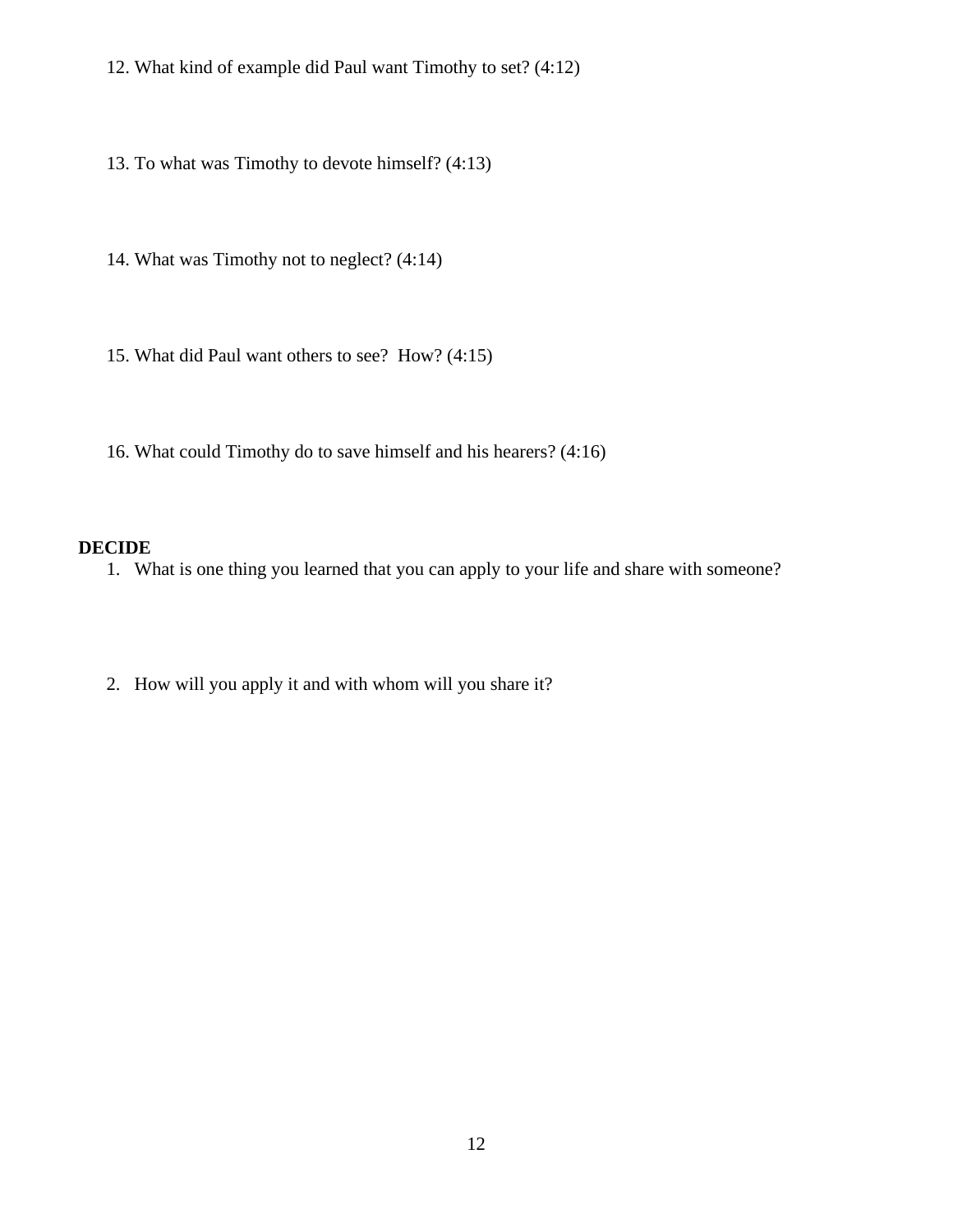12. What kind of example did Paul want Timothy to set? (4:12)

13. To what was Timothy to devote himself? (4:13)

14. What was Timothy not to neglect? (4:14)

15. What did Paul want others to see?  How? (4:15)

16. What could Timothy do to save himself and his hearers? (4:16)

**DECIDE**

1. What is one thing you learned that you can apply to your life and share with someone?

2. How will you apply it and with whom will you share it?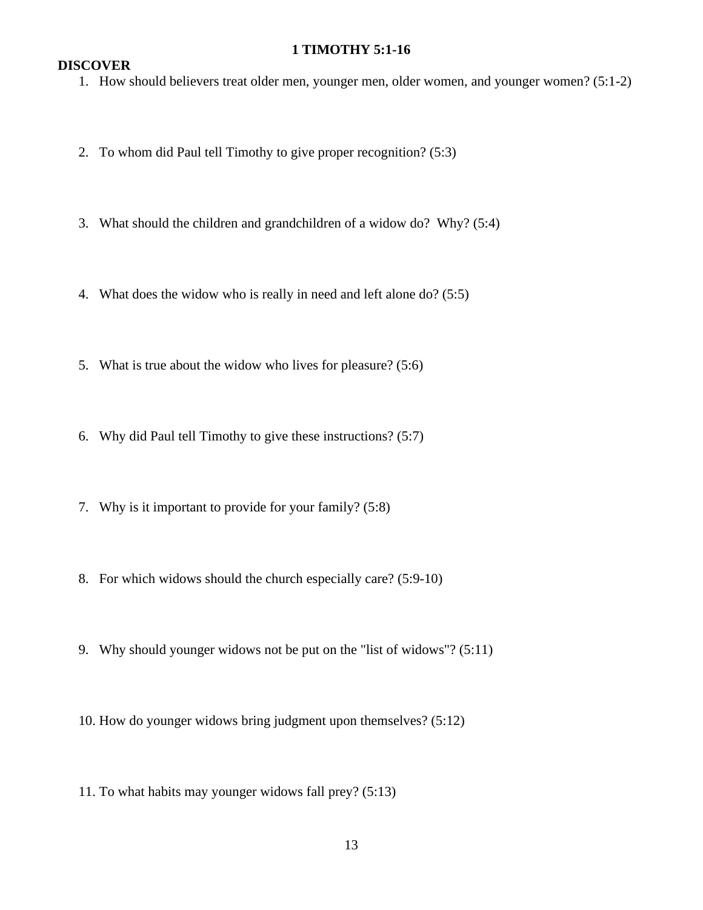# 1 TIMOTHY 5:1-16

## DISCOVER

1. How should believers treat older men, younger men, older women, and younger women? (5:1-2)

2. To whom did Paul tell Timothy to give proper recognition? (5:3)

3. What should the children and grandchildren of a widow do?  Why? (5:4)

4. What does the widow who is really in need and left alone do? (5:5)

5. What is true about the widow who lives for pleasure? (5:6)

6. Why did Paul tell Timothy to give these instructions? (5:7)

7. Why is it important to provide for your family? (5:8)

8. For which widows should the church especially care? (5:9-10)

9. Why should younger widows not be put on the "list of widows"? (5:11)

10. How do younger widows bring judgment upon themselves? (5:12)

11. To what habits may younger widows fall prey? (5:13)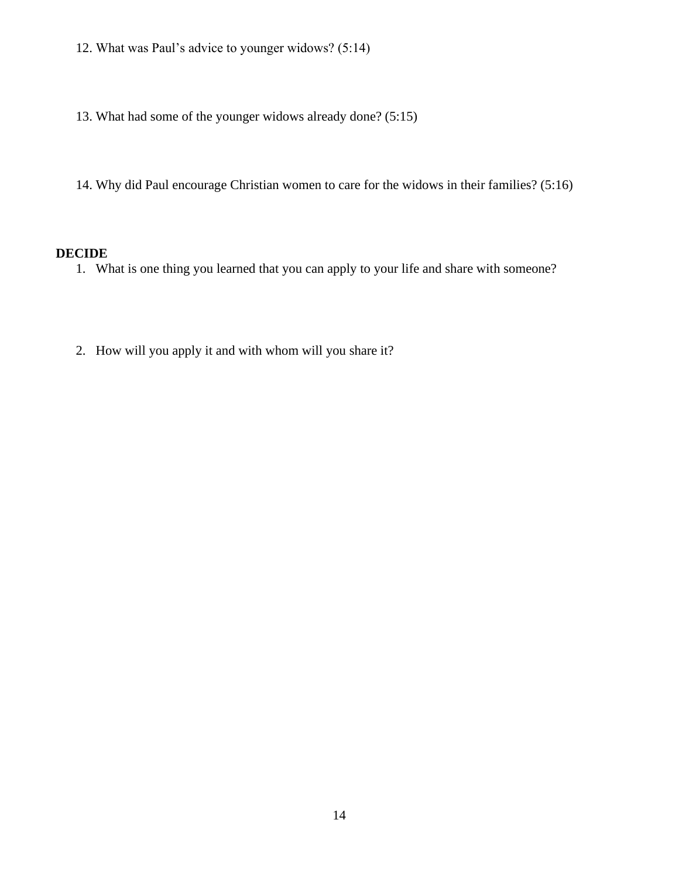12. What was Paul's advice to younger widows? (5:14)

13. What had some of the younger widows already done? (5:15)

14. Why did Paul encourage Christian women to care for the widows in their families? (5:16)

**DECIDE**

1. What is one thing you learned that you can apply to your life and share with someone?

2. How will you apply it and with whom will you share it?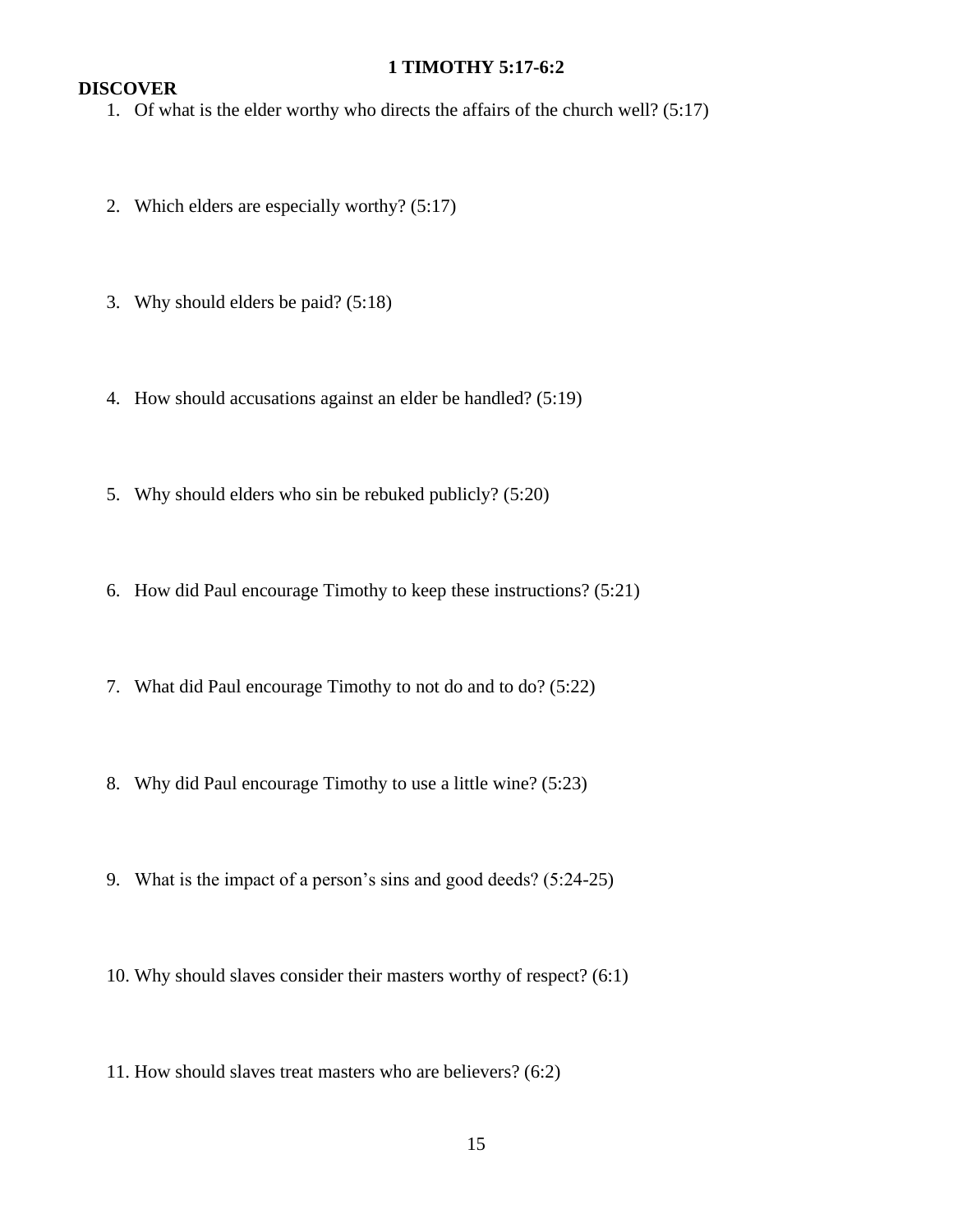# 1 TIMOTHY 5:17-6:2

## DISCOVER

1. Of what is the elder worthy who directs the affairs of the church well? (5:17)

2. Which elders are especially worthy? (5:17)

3. Why should elders be paid? (5:18)

4. How should accusations against an elder be handled? (5:19)

5. Why should elders who sin be rebuked publicly? (5:20)

6. How did Paul encourage Timothy to keep these instructions? (5:21)

7. What did Paul encourage Timothy to not do and to do? (5:22)

8. Why did Paul encourage Timothy to use a little wine? (5:23)

9. What is the impact of a person's sins and good deeds? (5:24-25)

10. Why should slaves consider their masters worthy of respect? (6:1)

11. How should slaves treat masters who are believers? (6:2)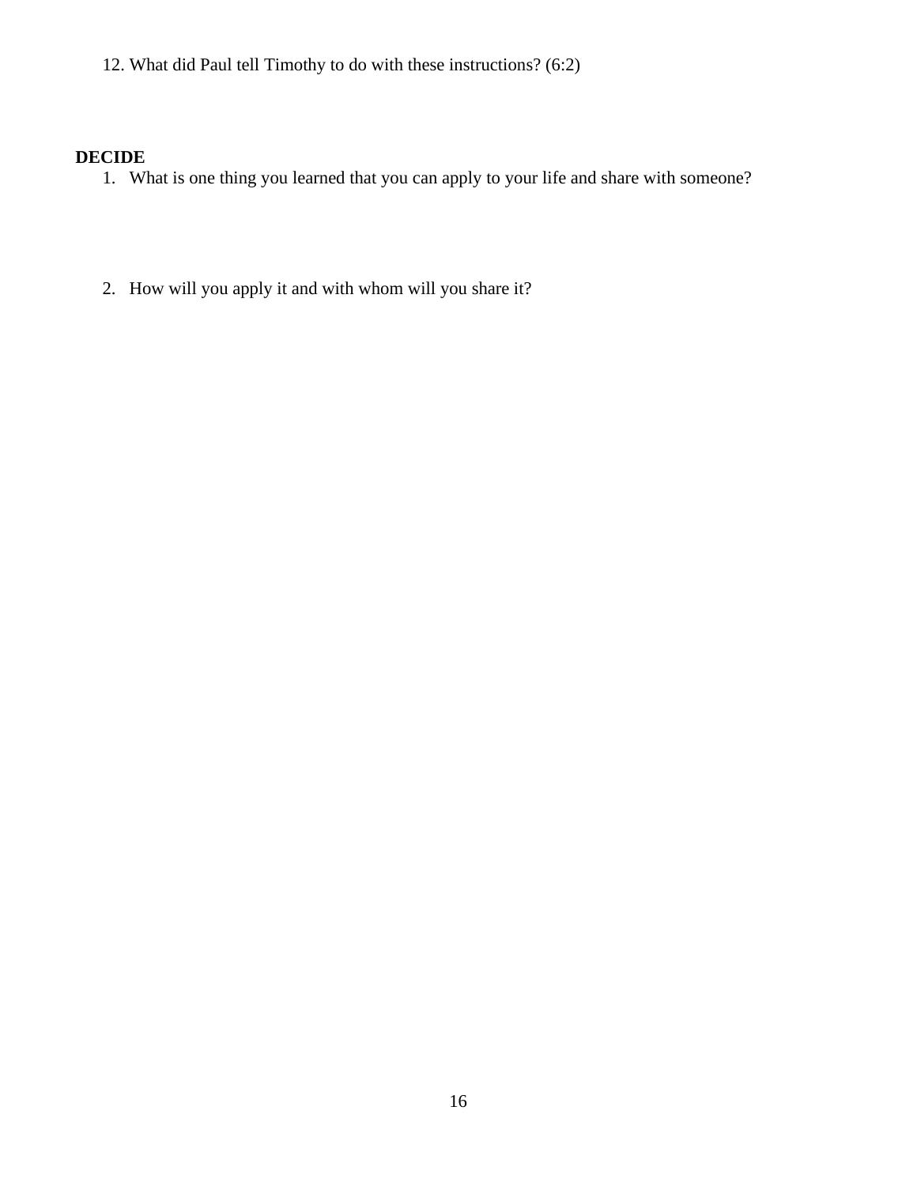12. What did Paul tell Timothy to do with these instructions? (6:2)

**DECIDE**

1. What is one thing you learned that you can apply to your life and share with someone?

2. How will you apply it and with whom will you share it?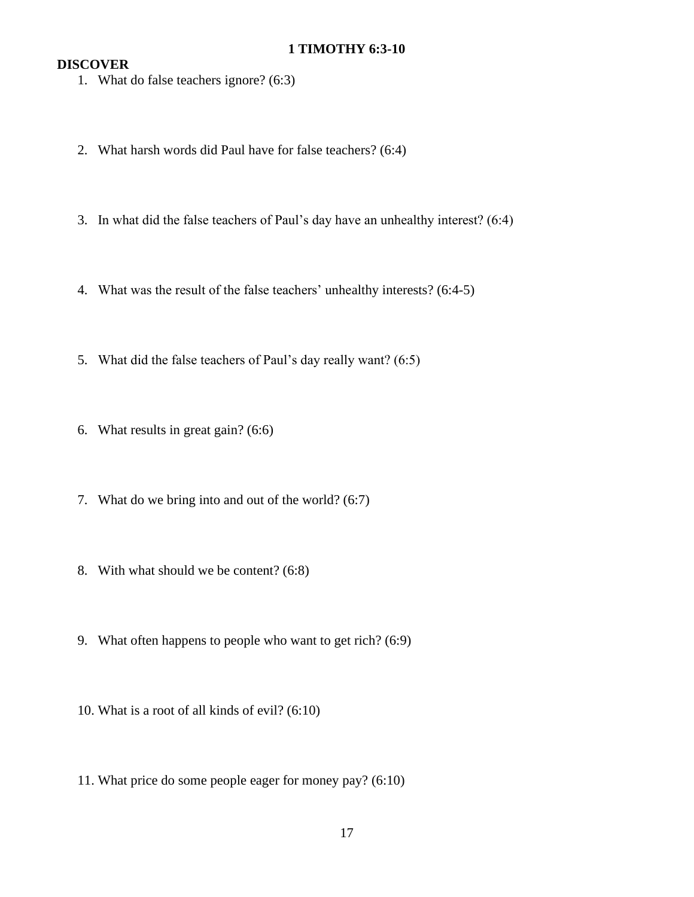# 1 TIMOTHY 6:3-10

## DISCOVER

1. What do false teachers ignore? (6:3)

2. What harsh words did Paul have for false teachers? (6:4)

3. In what did the false teachers of Paul's day have an unhealthy interest? (6:4)

4. What was the result of the false teachers' unhealthy interests? (6:4-5)

5. What did the false teachers of Paul's day really want? (6:5)

6. What results in great gain? (6:6)

7. What do we bring into and out of the world? (6:7)

8. With what should we be content? (6:8)

9. What often happens to people who want to get rich? (6:9)

10. What is a root of all kinds of evil? (6:10)

11. What price do some people eager for money pay? (6:10)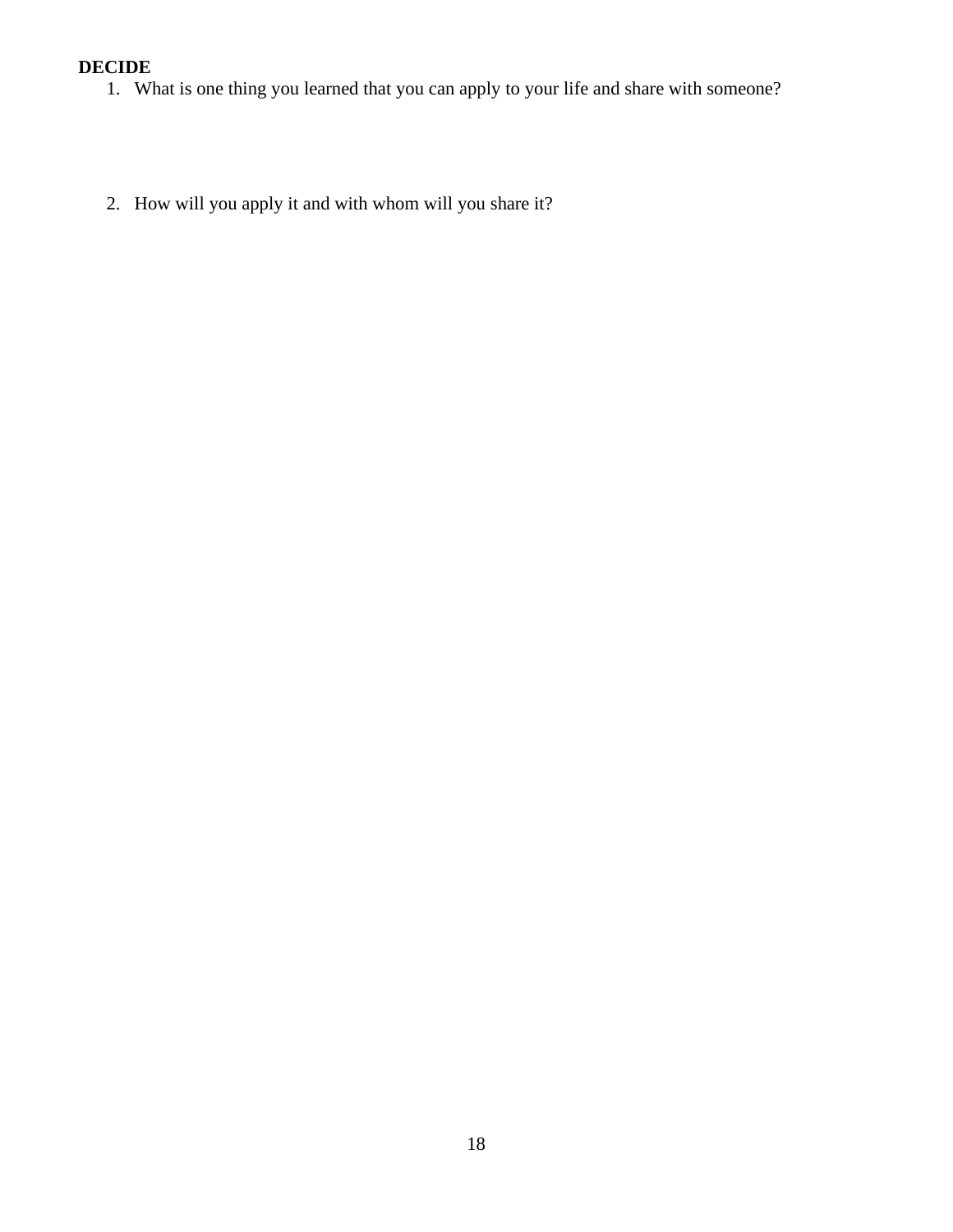**DECIDE**

1. What is one thing you learned that you can apply to your life and share with someone?

2. How will you apply it and with whom will you share it?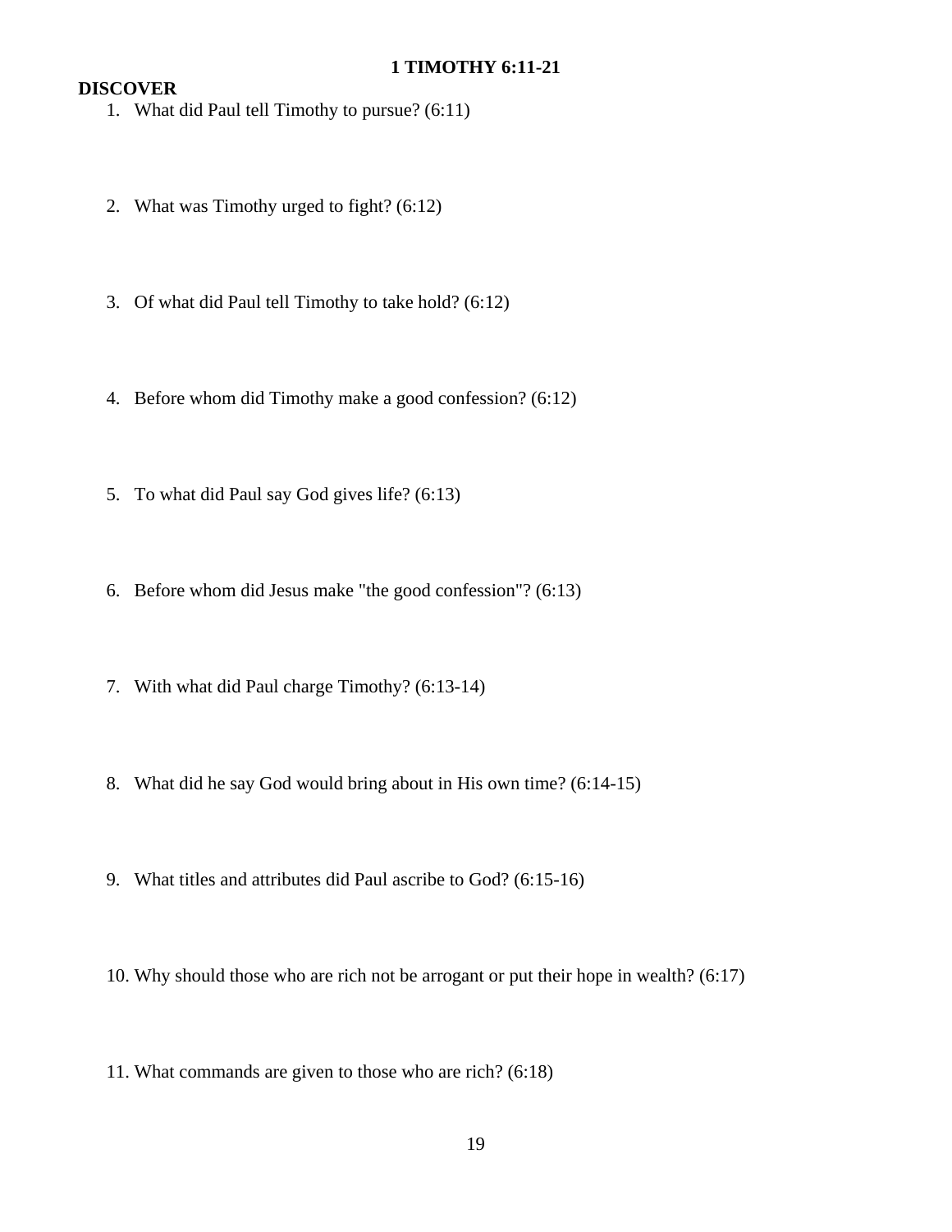# 1 TIMOTHY 6:11-21

## DISCOVER

1. What did Paul tell Timothy to pursue? (6:11)

2. What was Timothy urged to fight? (6:12)

3. Of what did Paul tell Timothy to take hold? (6:12)

4. Before whom did Timothy make a good confession? (6:12)

5. To what did Paul say God gives life? (6:13)

6. Before whom did Jesus make "the good confession"? (6:13)

7. With what did Paul charge Timothy? (6:13-14)

8. What did he say God would bring about in His own time? (6:14-15)

9. What titles and attributes did Paul ascribe to God? (6:15-16)

10. Why should those who are rich not be arrogant or put their hope in wealth? (6:17)

11. What commands are given to those who are rich? (6:18)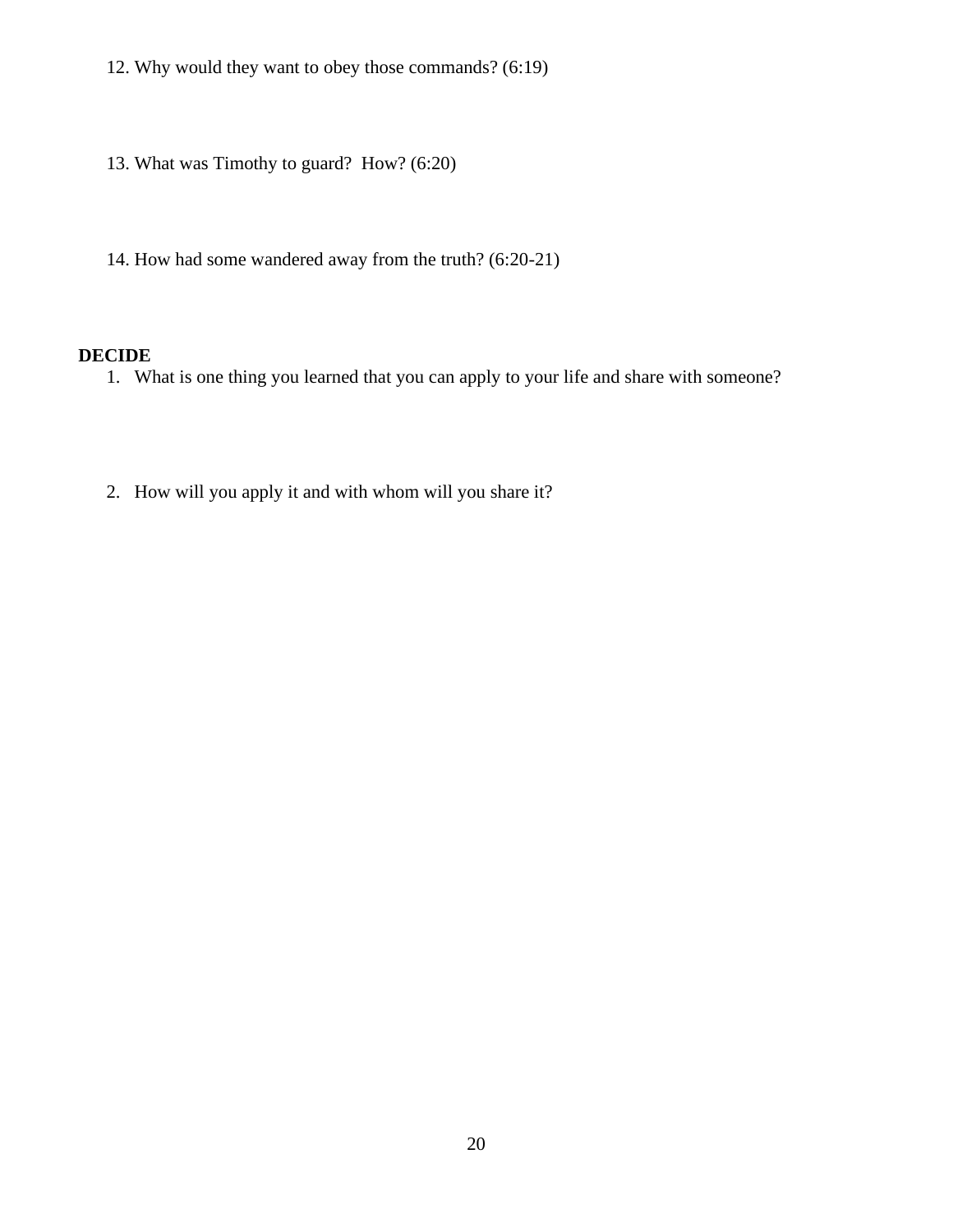12. Why would they want to obey those commands? (6:19)

13. What was Timothy to guard? How? (6:20)

14. How had some wandered away from the truth? (6:20-21)

**DECIDE**

1. What is one thing you learned that you can apply to your life and share with someone?

2. How will you apply it and with whom will you share it?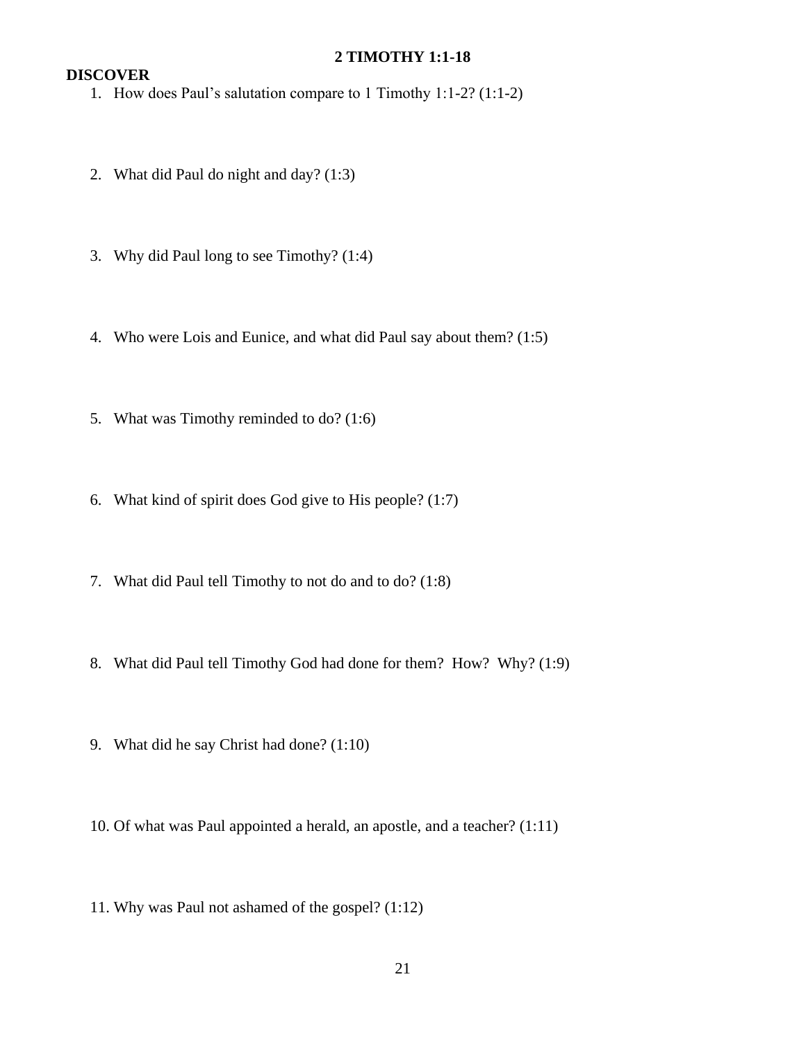# 2 TIMOTHY 1:1-18

## DISCOVER

1. How does Paul's salutation compare to 1 Timothy 1:1-2? (1:1-2)

2. What did Paul do night and day? (1:3)

3. Why did Paul long to see Timothy? (1:4)

4. Who were Lois and Eunice, and what did Paul say about them? (1:5)

5. What was Timothy reminded to do? (1:6)

6. What kind of spirit does God give to His people? (1:7)

7. What did Paul tell Timothy to not do and to do? (1:8)

8. What did Paul tell Timothy God had done for them? How? Why? (1:9)

9. What did he say Christ had done? (1:10)

10. Of what was Paul appointed a herald, an apostle, and a teacher? (1:11)

11. Why was Paul not ashamed of the gospel? (1:12)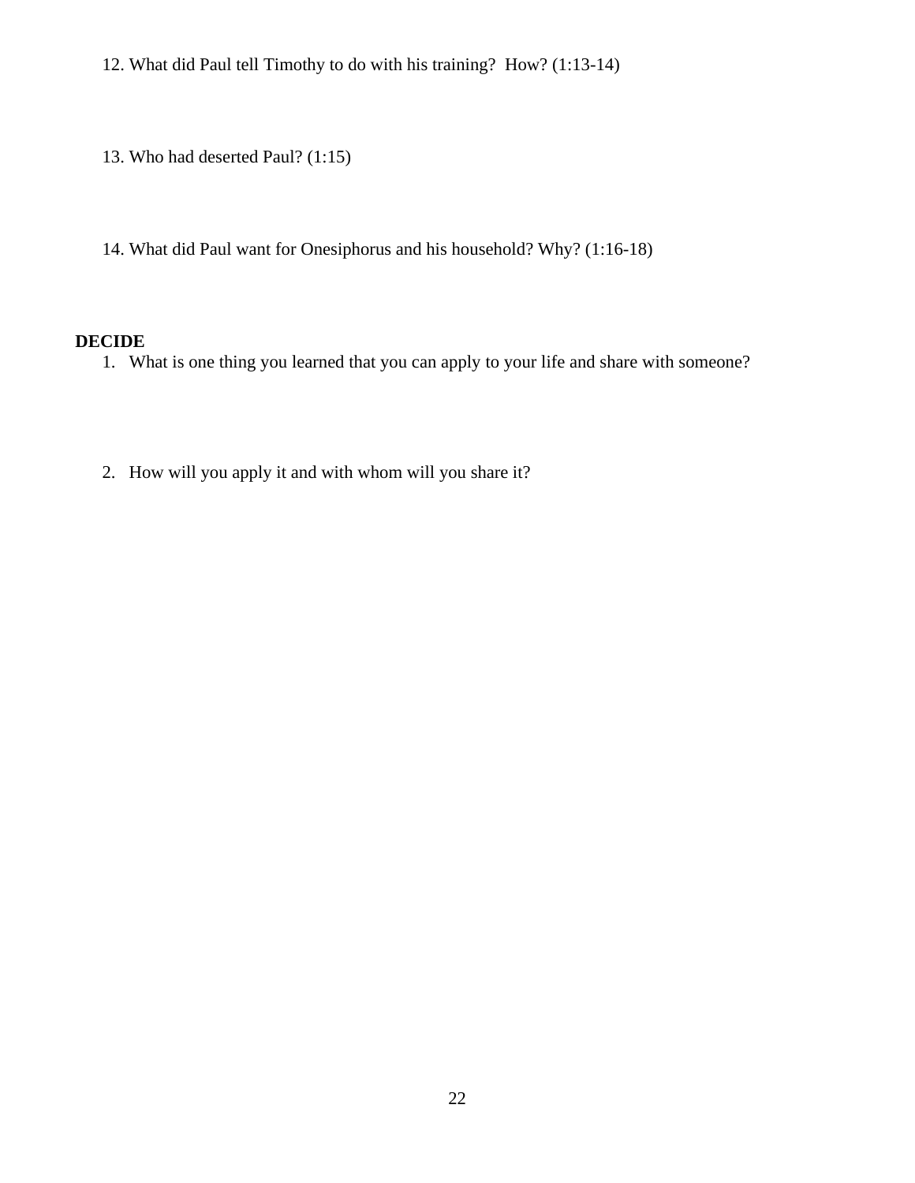12. What did Paul tell Timothy to do with his training?  How? (1:13-14)

13. Who had deserted Paul? (1:15)

14. What did Paul want for Onesiphorus and his household? Why? (1:16-18)

**DECIDE**

1. What is one thing you learned that you can apply to your life and share with someone?

2. How will you apply it and with whom will you share it?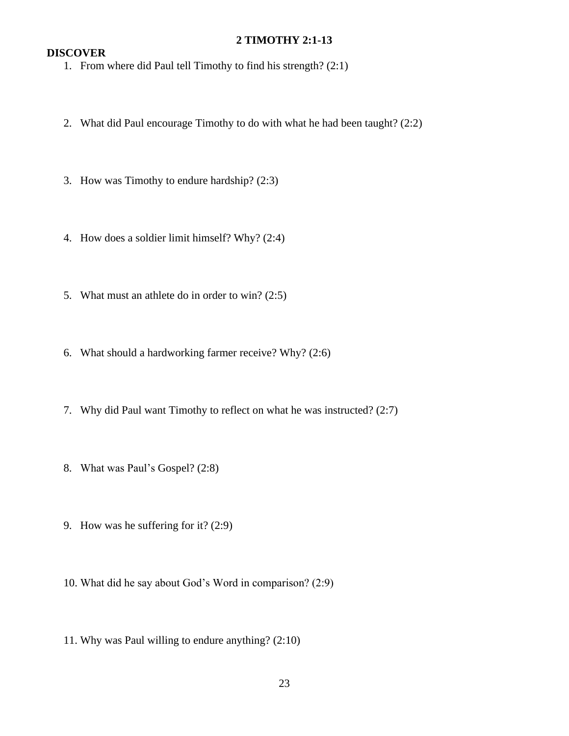# 2 TIMOTHY 2:1-13

## DISCOVER

1. From where did Paul tell Timothy to find his strength? (2:1)

2. What did Paul encourage Timothy to do with what he had been taught? (2:2)

3. How was Timothy to endure hardship? (2:3)

4. How does a soldier limit himself? Why? (2:4)

5. What must an athlete do in order to win? (2:5)

6. What should a hardworking farmer receive? Why? (2:6)

7. Why did Paul want Timothy to reflect on what he was instructed? (2:7)

8. What was Paul's Gospel? (2:8)

9. How was he suffering for it? (2:9)

10. What did he say about God's Word in comparison? (2:9)

11. Why was Paul willing to endure anything? (2:10)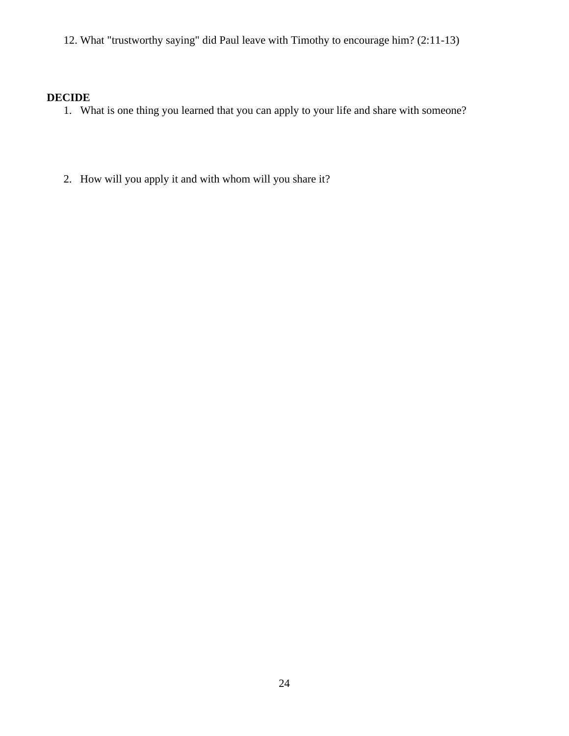12. What "trustworthy saying" did Paul leave with Timothy to encourage him? (2:11-13)

**DECIDE**

1. What is one thing you learned that you can apply to your life and share with someone?

2. How will you apply it and with whom will you share it?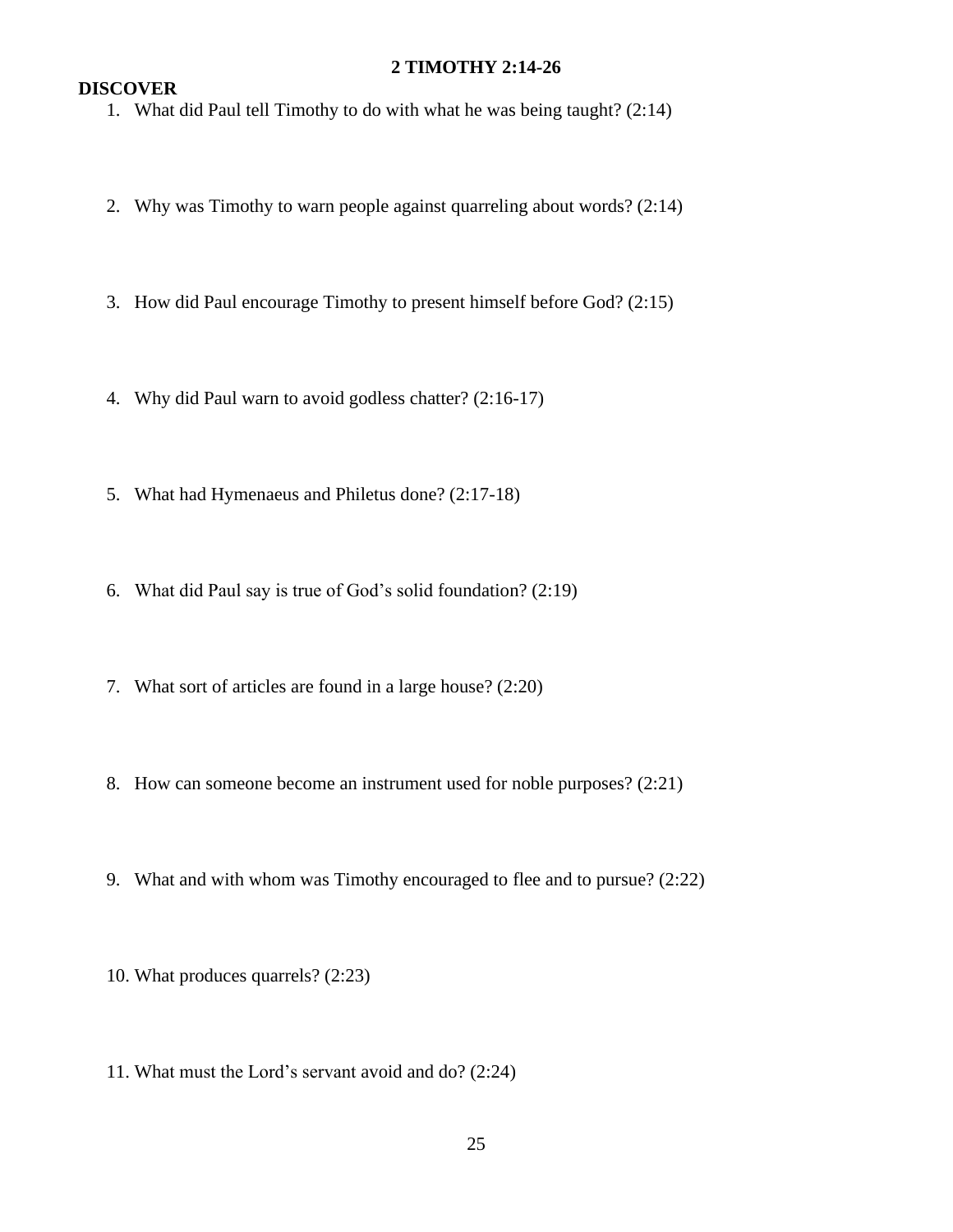# 2 TIMOTHY 2:14-26

## DISCOVER

1. What did Paul tell Timothy to do with what he was being taught? (2:14)

2. Why was Timothy to warn people against quarreling about words? (2:14)

3. How did Paul encourage Timothy to present himself before God? (2:15)

4. Why did Paul warn to avoid godless chatter? (2:16-17)

5. What had Hymenaeus and Philetus done? (2:17-18)

6. What did Paul say is true of God's solid foundation? (2:19)

7. What sort of articles are found in a large house? (2:20)

8. How can someone become an instrument used for noble purposes? (2:21)

9. What and with whom was Timothy encouraged to flee and to pursue? (2:22)

10. What produces quarrels? (2:23)

11. What must the Lord's servant avoid and do? (2:24)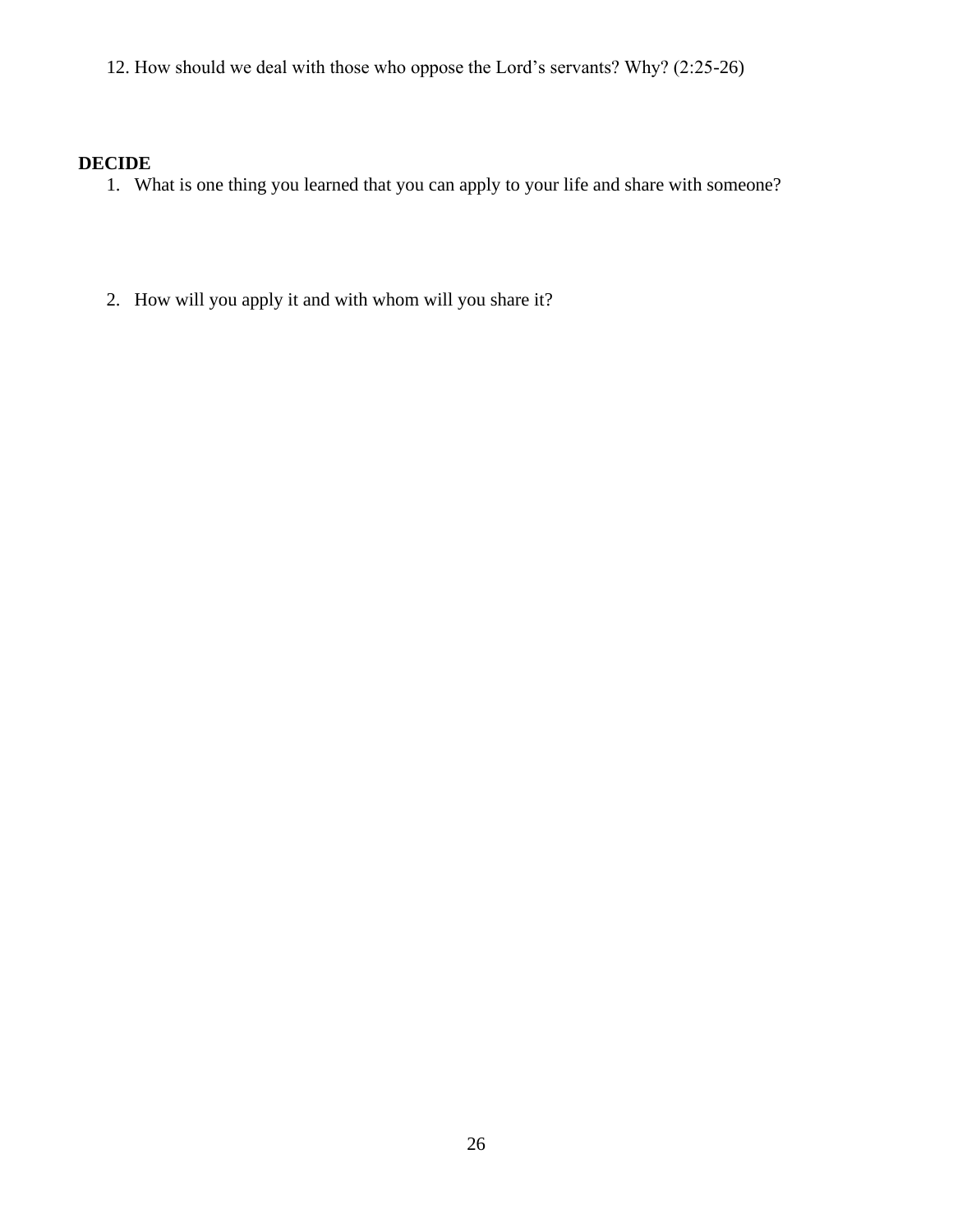12. How should we deal with those who oppose the Lord's servants? Why? (2:25-26)

**DECIDE**

1. What is one thing you learned that you can apply to your life and share with someone?

2. How will you apply it and with whom will you share it?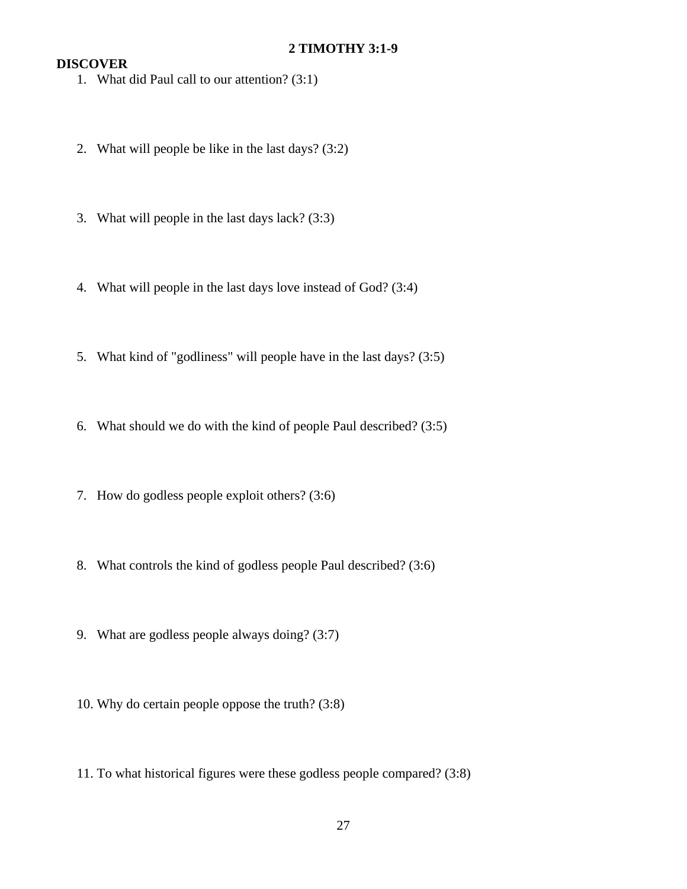# 2 TIMOTHY 3:1-9

## DISCOVER

1. What did Paul call to our attention? (3:1)

2. What will people be like in the last days? (3:2)

3. What will people in the last days lack? (3:3)

4. What will people in the last days love instead of God? (3:4)

5. What kind of "godliness" will people have in the last days? (3:5)

6. What should we do with the kind of people Paul described? (3:5)

7. How do godless people exploit others? (3:6)

8. What controls the kind of godless people Paul described? (3:6)

9. What are godless people always doing? (3:7)

10. Why do certain people oppose the truth? (3:8)

11. To what historical figures were these godless people compared? (3:8)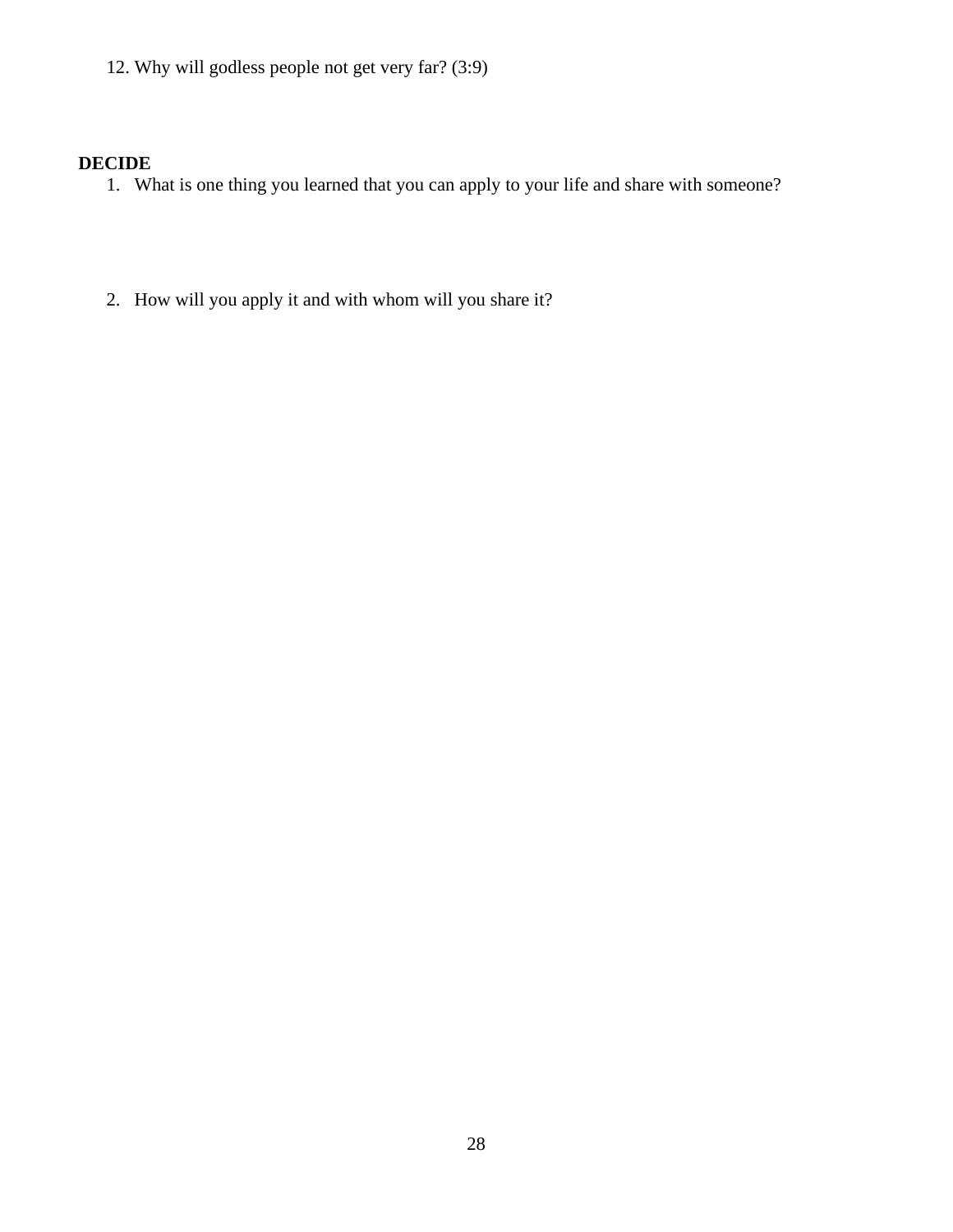12. Why will godless people not get very far? (3:9)

**DECIDE**

1. What is one thing you learned that you can apply to your life and share with someone?

2. How will you apply it and with whom will you share it?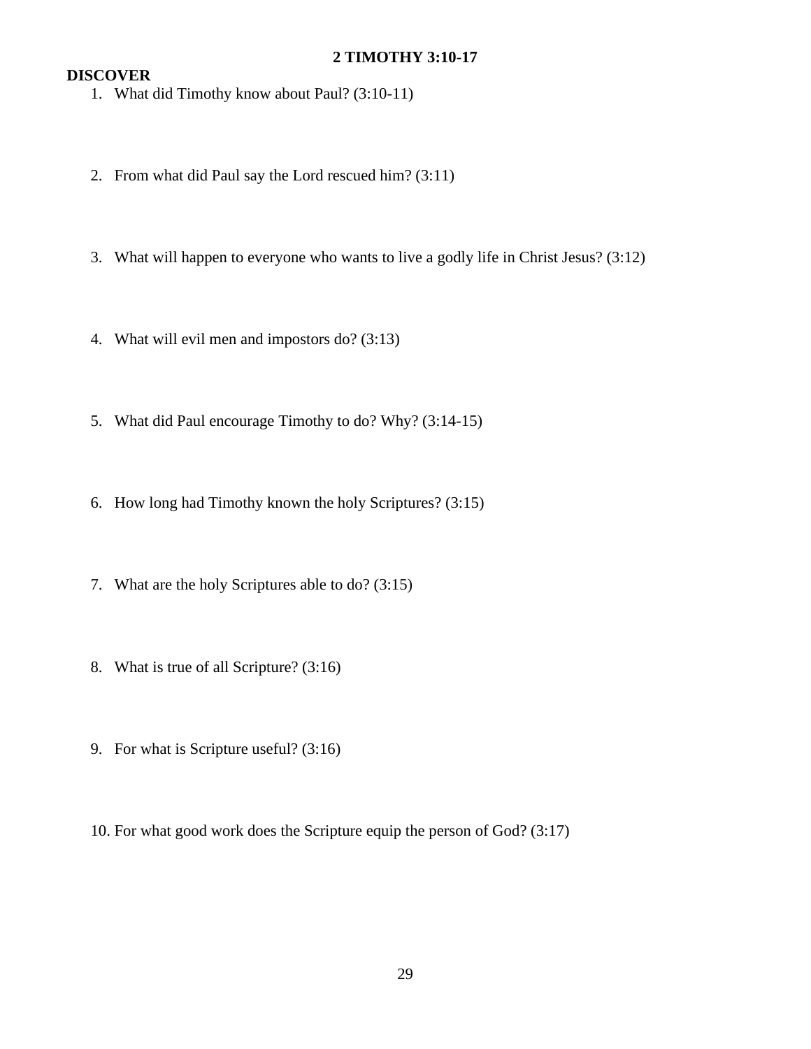## 2 TIMOTHY 3:10-17

### DISCOVER

1. What did Timothy know about Paul? (3:10-11)

2. From what did Paul say the Lord rescued him? (3:11)

3. What will happen to everyone who wants to live a godly life in Christ Jesus? (3:12)

4. What will evil men and impostors do? (3:13)

5. What did Paul encourage Timothy to do? Why? (3:14-15)

6. How long had Timothy known the holy Scriptures? (3:15)

7. What are the holy Scriptures able to do? (3:15)

8. What is true of all Scripture? (3:16)

9. For what is Scripture useful? (3:16)

10. For what good work does the Scripture equip the person of God? (3:17)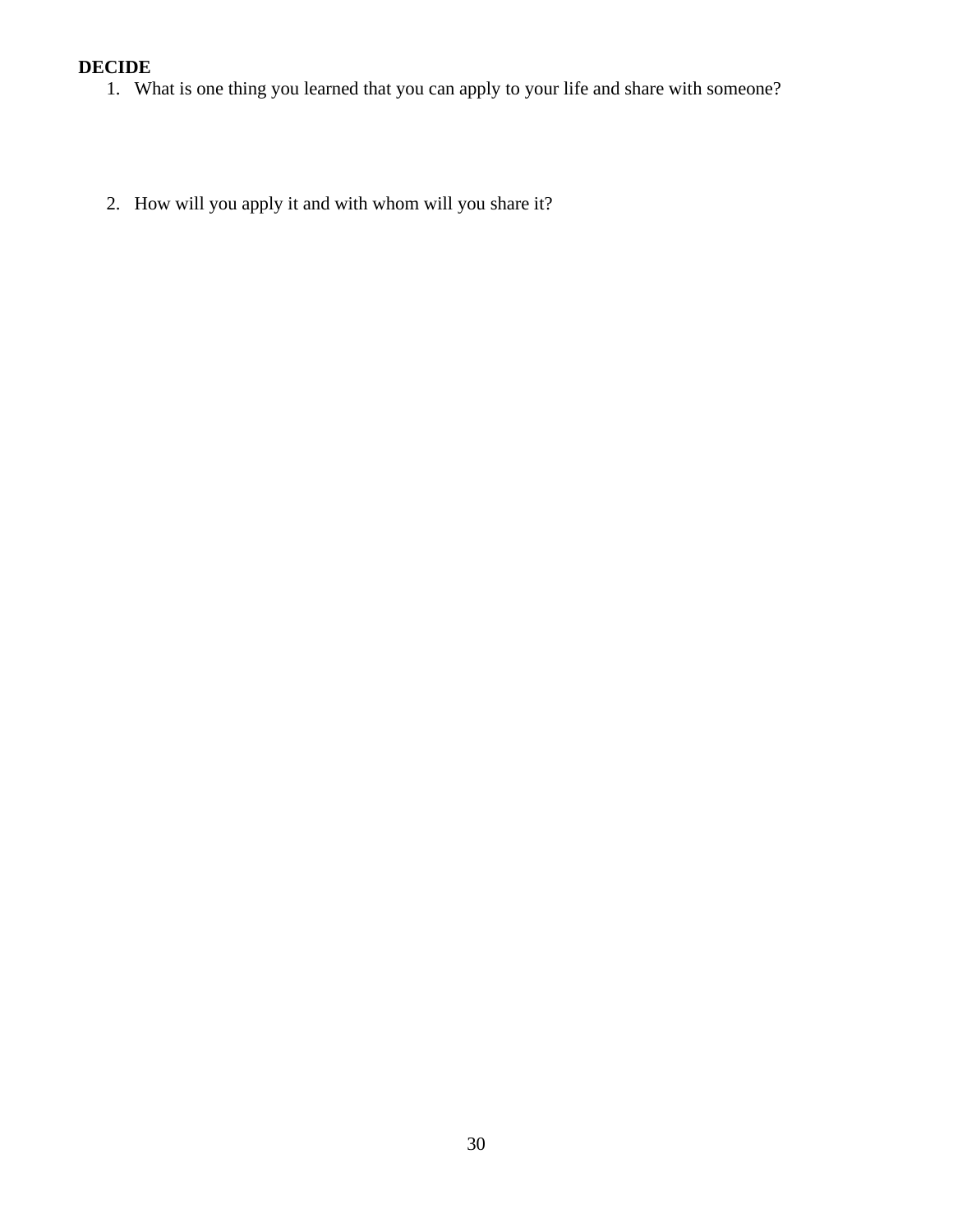**DECIDE**

1. What is one thing you learned that you can apply to your life and share with someone?

2. How will you apply it and with whom will you share it?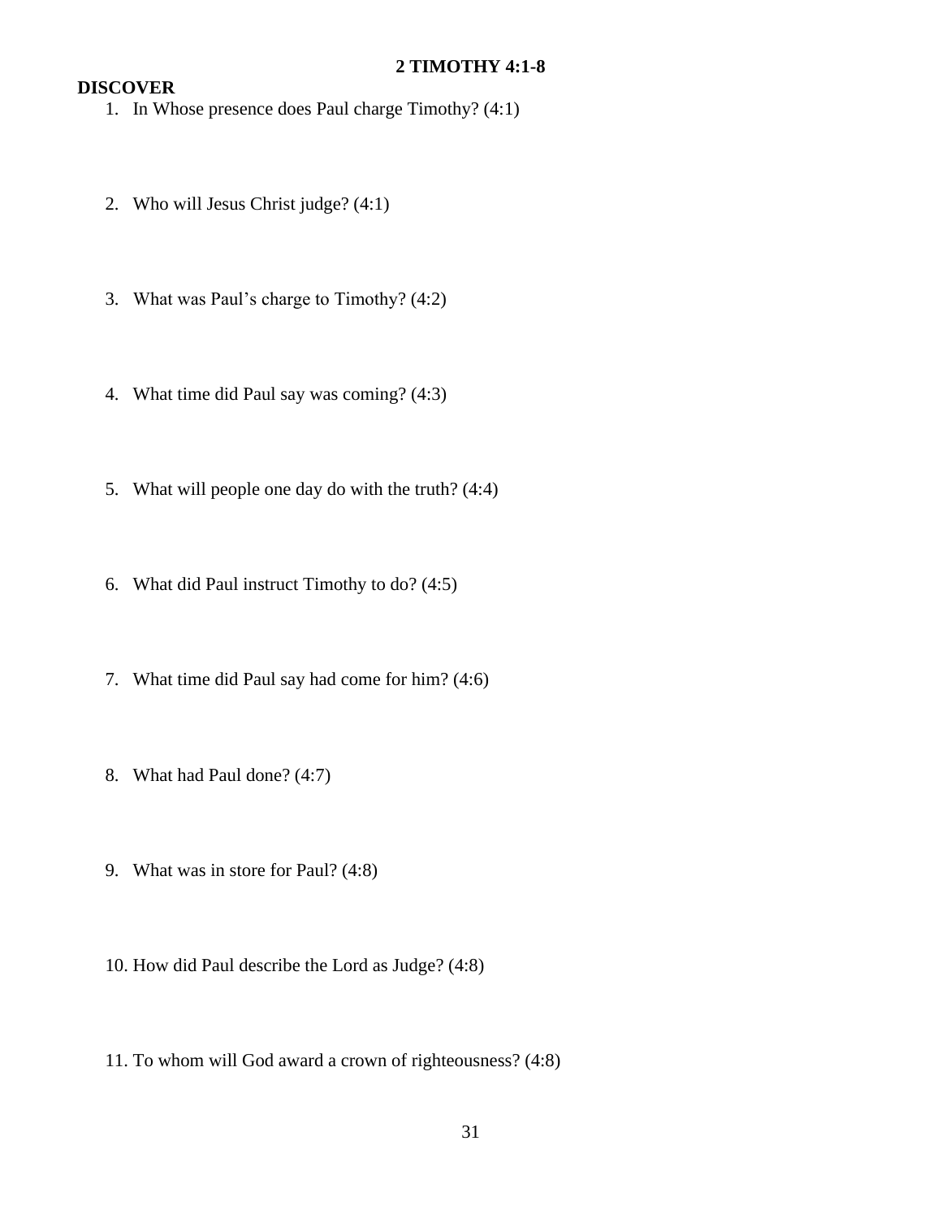## 2 TIMOTHY 4:1-8

### DISCOVER

1. In Whose presence does Paul charge Timothy? (4:1)

2. Who will Jesus Christ judge? (4:1)

3. What was Paul's charge to Timothy? (4:2)

4. What time did Paul say was coming? (4:3)

5. What will people one day do with the truth? (4:4)

6. What did Paul instruct Timothy to do? (4:5)

7. What time did Paul say had come for him? (4:6)

8. What had Paul done? (4:7)

9. What was in store for Paul? (4:8)

10. How did Paul describe the Lord as Judge? (4:8)

11. To whom will God award a crown of righteousness? (4:8)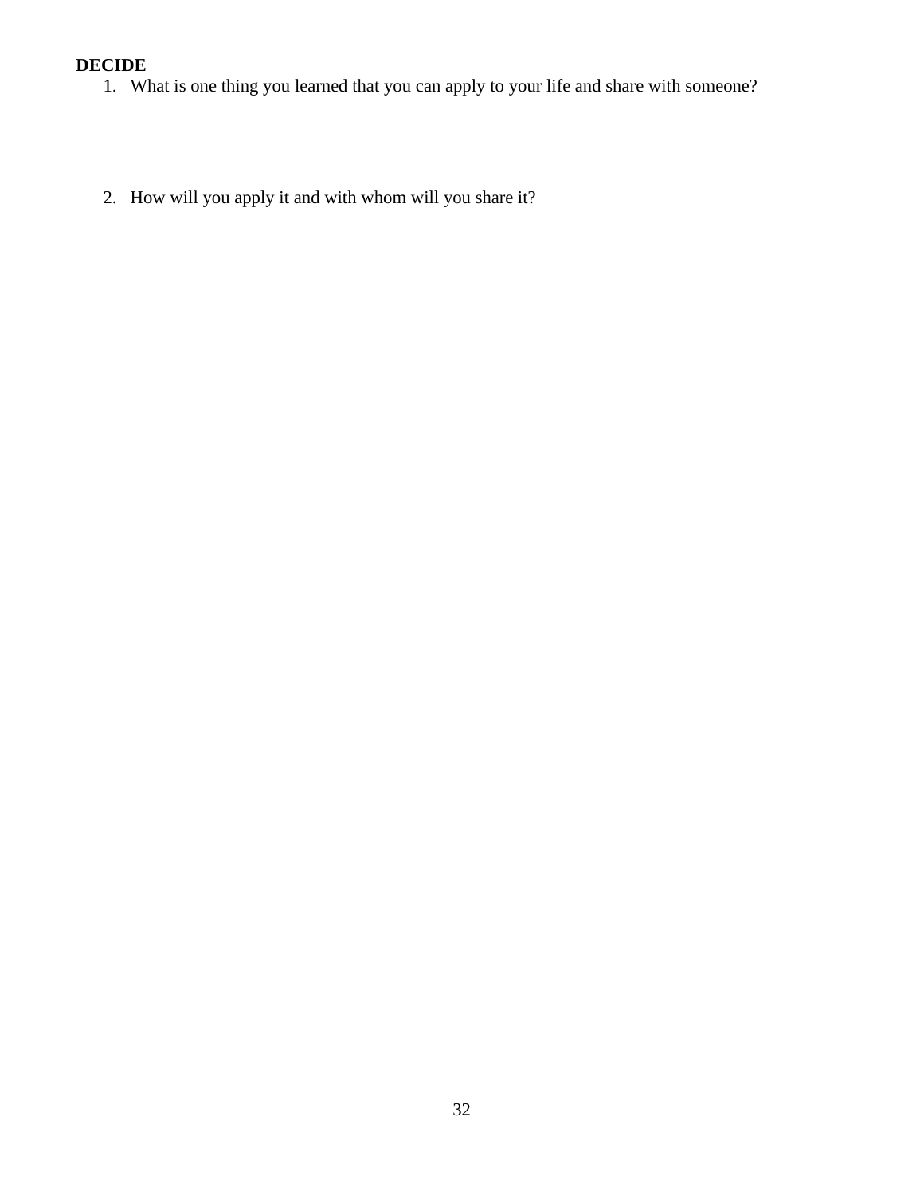**DECIDE**

1. What is one thing you learned that you can apply to your life and share with someone?

2. How will you apply it and with whom will you share it?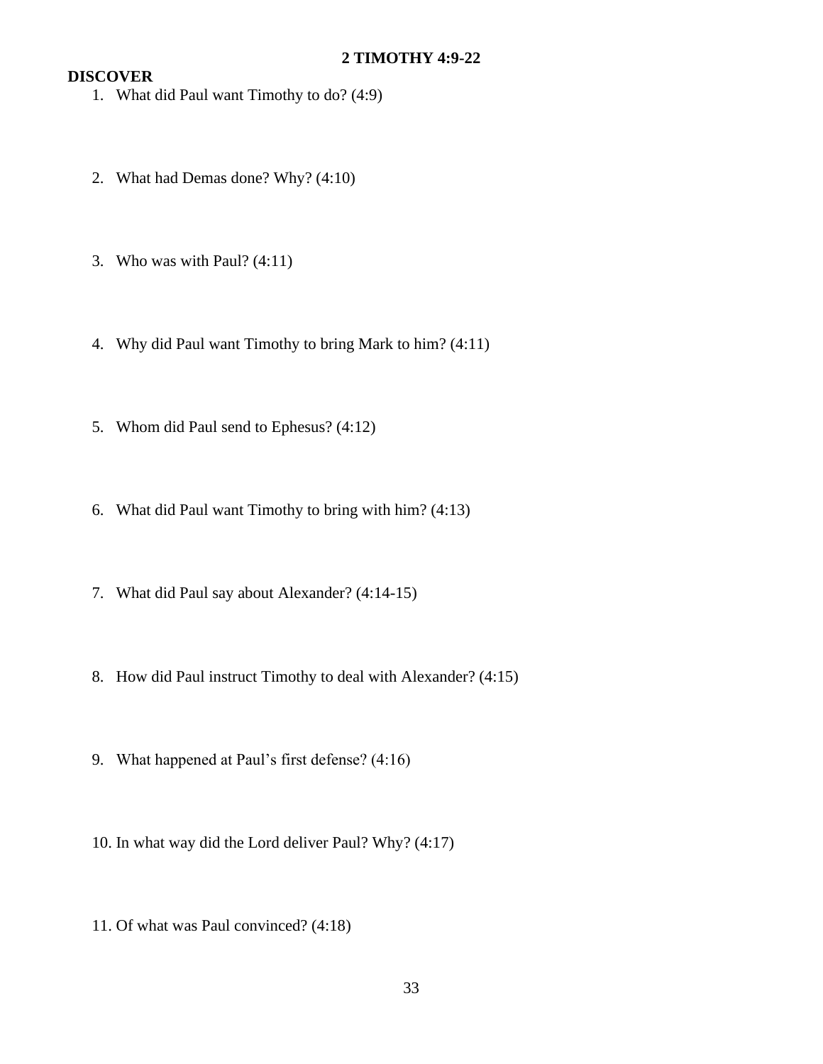# 2 TIMOTHY 4:9-22

## DISCOVER

1. What did Paul want Timothy to do? (4:9)

2. What had Demas done? Why? (4:10)

3. Who was with Paul? (4:11)

4. Why did Paul want Timothy to bring Mark to him? (4:11)

5. Whom did Paul send to Ephesus? (4:12)

6. What did Paul want Timothy to bring with him? (4:13)

7. What did Paul say about Alexander? (4:14-15)

8. How did Paul instruct Timothy to deal with Alexander? (4:15)

9. What happened at Paul's first defense? (4:16)

10. In what way did the Lord deliver Paul? Why? (4:17)

11. Of what was Paul convinced? (4:18)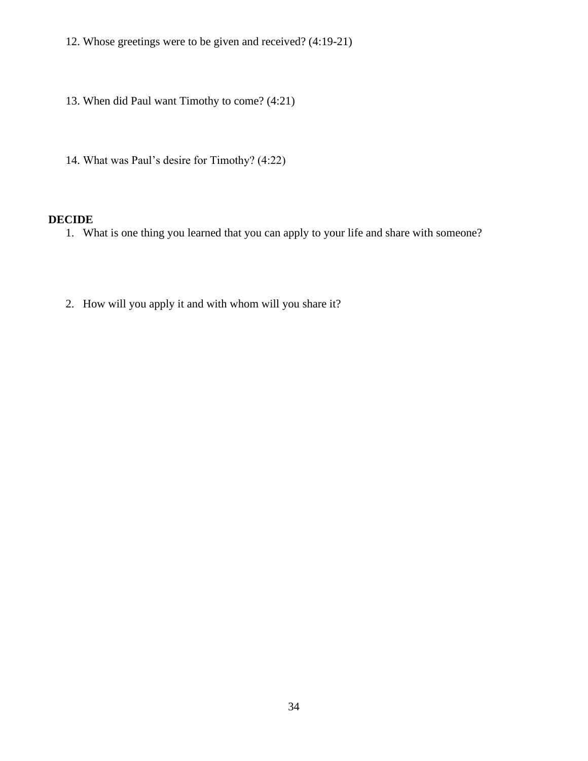12. Whose greetings were to be given and received? (4:19-21)

13. When did Paul want Timothy to come? (4:21)

14. What was Paul's desire for Timothy? (4:22)

**DECIDE**

1. What is one thing you learned that you can apply to your life and share with someone?

2. How will you apply it and with whom will you share it?